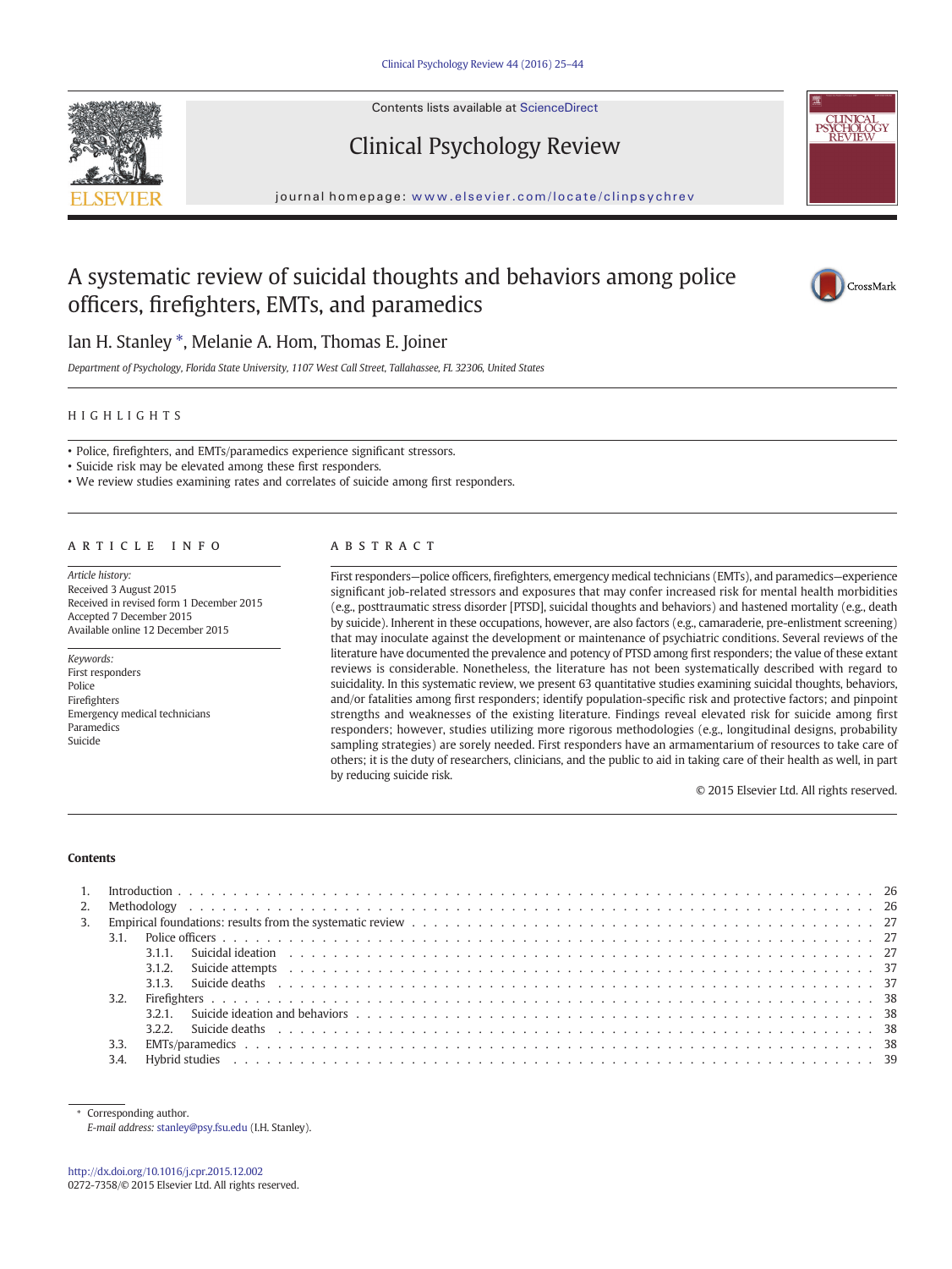Contents lists available at ScienceDirect

# Clinical Psychology Review

journal homepage: www.elsevier.com/locate/clinpsychrev

# A systematic review of suicidal thoughts and behaviors among police officers, firefighters, EMTs, and paramedics

Ian H. Stanley *, Melanie A. Hom, Thomas E. Joiner

*Department of Psychology, Florida State University, 1107 West Call Street, Tallahassee, FL 32306, United States*

## HIGHLIGHTS

- Police, firefighters, and EMTs/paramedics experience significant stressors.
- Suicide risk may be elevated among these first responders.
- We review studies examining rates and correlates of suicide among first responders.

## ARTICLE INFO

*Article history:*
Received 3 August 2015
Received in revised form 1 December 2015
Accepted 7 December 2015
Available online 12 December 2015

*Keywords:*
First responders
Police
Firefighters
Emergency medical technicians
Paramedics
Suicide

## ABSTRACT

First responders—police officers, firefighters, emergency medical technicians (EMTs), and paramedics—experience significant job-related stressors and exposures that may confer increased risk for mental health morbidities (e.g., posttraumatic stress disorder [PTSD], suicidal thoughts and behaviors) and hastened mortality (e.g., death by suicide). Inherent in these occupations, however, are also factors (e.g., camaraderie, pre-enlistment screening) that may inoculate against the development or maintenance of psychiatric conditions. Several reviews of the literature have documented the prevalence and potency of PTSD among first responders; the value of these extant reviews is considerable. Nonetheless, the literature has not been systematically described with regard to suicidality. In this systematic review, we present 63 quantitative studies examining suicidal thoughts, behaviors, and/or fatalities among first responders; identify population-specific risk and protective factors; and pinpoint strengths and weaknesses of the existing literature. Findings reveal elevated risk for suicide among first responders; however, studies utilizing more rigorous methodologies (e.g., longitudinal designs, probability sampling strategies) are sorely needed. First responders have an armamentarium of resources to take care of others; it is the duty of researchers, clinicians, and the public to aid in taking care of their health as well, in part by reducing suicide risk.

© 2015 Elsevier Ltd. All rights reserved.

**Contents**

1. Introduction . . . 26
2. Methodology . . . 26
3. Empirical foundations: results from the systematic review . . . 27
   - 3.1. Police officers . . . 27
     - 3.1.1. Suicidal ideation . . . 27
     - 3.1.2. Suicide attempts . . . 37
     - 3.1.3. Suicide deaths . . . 37
   - 3.2. Firefighters . . . 38
     - 3.2.1. Suicide ideation and behaviors . . . 38
     - 3.2.2. Suicide deaths . . . 38
   - 3.3. EMTs/paramedics . . . 38
   - 3.4. Hybrid studies . . . 39

* Corresponding author.
*E-mail address:* stanley@psy.fsu.edu (I.H. Stanley).

http://dx.doi.org/10.1016/j.cpr.2015.12.002
0272-7358/© 2015 Elsevier Ltd. All rights reserved.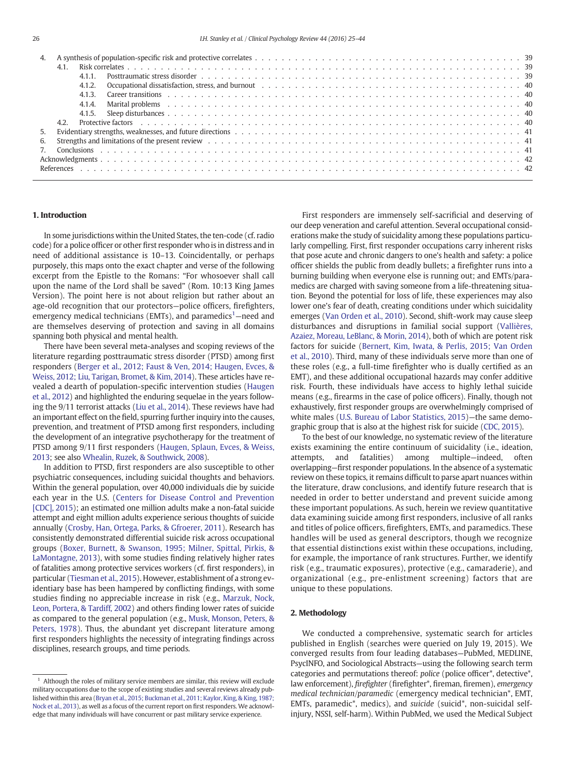4. A synthesis of population-specific risk and protective correlates . . . 39
   4.1. Risk correlates . . . 39
      4.1.1. Posttraumatic stress disorder . . . 39
      4.1.2. Occupational dissatisfaction, stress, and burnout . . . 40
      4.1.3. Career transitions . . . 40
      4.1.4. Marital problems . . . 40
      4.1.5. Sleep disturbances . . . 40
   4.2. Protective factors . . . 40
5. Evidentiary strengths, weaknesses, and future directions . . . 41
6. Strengths and limitations of the present review . . . 41
7. Conclusions . . . 41
Acknowledgments . . . 42
References . . . 42

## 1. Introduction

In some jurisdictions within the United States, the ten-code (cf. radio code) for a police officer or other first responder who is in distress and in need of additional assistance is 10–13. Coincidentally, or perhaps purposely, this maps onto the exact chapter and verse of the following excerpt from the Epistle to the Romans: "For whosoever shall call upon the name of the Lord shall be saved" (Rom. 10:13 King James Version). The point here is not about religion but rather about an age-old recognition that our protectors—police officers, firefighters, emergency medical technicians (EMTs), and paramedics[1]—need and are themselves deserving of protection and saving in all domains spanning both physical and mental health.

There have been several meta-analyses and scoping reviews of the literature regarding posttraumatic stress disorder (PTSD) among first responders (Berger et al., 2012; Faust & Ven, 2014; Haugen, Evces, & Weiss, 2012; Liu, Tarigan, Bromet, & Kim, 2014). These articles have revealed a dearth of population-specific intervention studies (Haugen et al., 2012) and highlighted the enduring sequelae in the years following the 9/11 terrorist attacks (Liu et al., 2014). These reviews have had an important effect on the field, spurring further inquiry into the causes, prevention, and treatment of PTSD among first responders, including the development of an integrative psychotherapy for the treatment of PTSD among 9/11 first responders (Haugen, Splaun, Evces, & Weiss, 2013; see also Whealin, Ruzek, & Southwick, 2008).

In addition to PTSD, first responders are also susceptible to other psychiatric consequences, including suicidal thoughts and behaviors. Within the general population, over 40,000 individuals die by suicide each year in the U.S. (Centers for Disease Control and Prevention [CDC], 2015); an estimated one million adults make a non-fatal suicide attempt and eight million adults experience serious thoughts of suicide annually (Crosby, Han, Ortega, Parks, & Gfroerer, 2011). Research has consistently demonstrated differential suicide risk across occupational groups (Boxer, Burnett, & Swanson, 1995; Milner, Spittal, Pirkis, & LaMontagne, 2013), with some studies finding relatively higher rates of fatalities among protective services workers (cf. first responders), in particular (Tiesman et al., 2015). However, establishment of a strong evidentiary base has been hampered by conflicting findings, with some studies finding no appreciable increase in risk (e.g., Marzuk, Nock, Leon, Portera, & Tardiff, 2002) and others finding lower rates of suicide as compared to the general population (e.g., Musk, Monson, Peters, & Peters, 1978). Thus, the abundant yet discrepant literature among first responders highlights the necessity of integrating findings across disciplines, research groups, and time periods.

First responders are immensely self-sacrificial and deserving of our deep veneration and careful attention. Several occupational considerations make the study of suicidality among these populations particularly compelling. First, first responder occupations carry inherent risks that pose acute and chronic dangers to one's health and safety: a police officer shields the public from deadly bullets; a firefighter runs into a burning building when everyone else is running out; and EMTs/paramedics are charged with saving someone from a life-threatening situation. Beyond the potential for loss of life, these experiences may also lower one's fear of death, creating conditions under which suicidality emerges (Van Orden et al., 2010). Second, shift-work may cause sleep disturbances and disruptions in familial social support (Vallières, Azaiez, Moreau, LeBlanc, & Morin, 2014), both of which are potent risk factors for suicide (Bernert, Kim, Iwata, & Perlis, 2015; Van Orden et al., 2010). Third, many of these individuals serve more than one of these roles (e.g., a full-time firefighter who is dually certified as an EMT), and these additional occupational hazards may confer additive risk. Fourth, these individuals have access to highly lethal suicide means (e.g., firearms in the case of police officers). Finally, though not exhaustively, first responder groups are overwhelmingly comprised of white males (U.S. Bureau of Labor Statistics, 2015)—the same demographic group that is also at the highest risk for suicide (CDC, 2015).

To the best of our knowledge, no systematic review of the literature exists examining the entire continuum of suicidality (i.e., ideation, attempts, and fatalities) among multiple—indeed, often overlapping—first responder populations. In the absence of a systematic review on these topics, it remains difficult to parse apart nuances within the literature, draw conclusions, and identify future research that is needed in order to better understand and prevent suicide among these important populations. As such, herein we review quantitative data examining suicide among first responders, inclusive of all ranks and titles of police officers, firefighters, EMTs, and paramedics. These handles will be used as general descriptors, though we recognize that essential distinctions exist within these occupations, including, for example, the importance of rank structures. Further, we identify risk (e.g., traumatic exposures), protective (e.g., camaraderie), and organizational (e.g., pre-enlistment screening) factors that are unique to these populations.

## 2. Methodology

We conducted a comprehensive, systematic search for articles published in English (searches were queried on July 19, 2015). We converged results from four leading databases—PubMed, MEDLINE, PsycINFO, and Sociological Abstracts—using the following search term categories and permutations thereof: *police* (police officer*, detective*, law enforcement), *firefighter* (firefighter*, fireman, firemen), *emergency medical technician/paramedic* (emergency medical technician*, EMT, EMTs, paramedic*, medics), and *suicide* (suicid*, non-suicidal self-injury, NSSI, self-harm). Within PubMed, we used the Medical Subject

[1] Although the roles of military service members are similar, this review will exclude military occupations due to the scope of existing studies and several reviews already published within this area (Bryan et al., 2015; Buckman et al., 2011; Kaylor, King, & King, 1987; Nock et al., 2013), as well as a focus of the current report on first responders. We acknowledge that many individuals will have concurrent or past military service experience.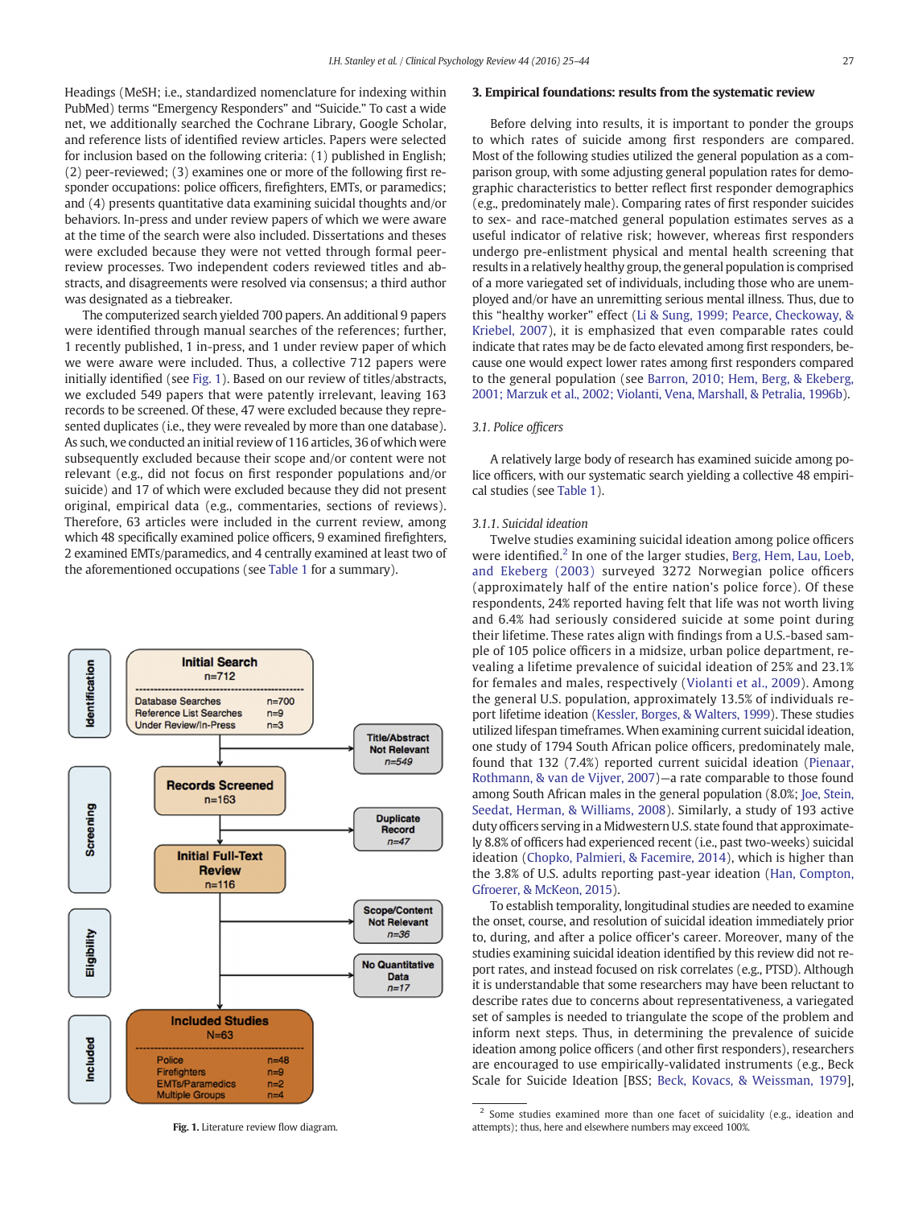Headings (MeSH; i.e., standardized nomenclature for indexing within PubMed) terms "Emergency Responders" and "Suicide." To cast a wide net, we additionally searched the Cochrane Library, Google Scholar, and reference lists of identified review articles. Papers were selected for inclusion based on the following criteria: (1) published in English; (2) peer-reviewed; (3) examines one or more of the following first responder occupations: police officers, firefighters, EMTs, or paramedics; and (4) presents quantitative data examining suicidal thoughts and/or behaviors. In-press and under review papers of which we were aware at the time of the search were also included. Dissertations and theses were excluded because they were not vetted through formal peer-review processes. Two independent coders reviewed titles and abstracts, and disagreements were resolved via consensus; a third author was designated as a tiebreaker.

The computerized search yielded 700 papers. An additional 9 papers were identified through manual searches of the references; further, 1 recently published, 1 in-press, and 1 under review paper of which we were aware were included. Thus, a collective 712 papers were initially identified (see Fig. 1). Based on our review of titles/abstracts, we excluded 549 papers that were patently irrelevant, leaving 163 records to be screened. Of these, 47 were excluded because they represented duplicates (i.e., they were revealed by more than one database). As such, we conducted an initial review of 116 articles, 36 of which were subsequently excluded because their scope and/or content were not relevant (e.g., did not focus on first responder populations and/or suicide) and 17 of which were excluded because they did not present original, empirical data (e.g., commentaries, sections of reviews). Therefore, 63 articles were included in the current review, among which 48 specifically examined police officers, 9 examined firefighters, 2 examined EMTs/paramedics, and 4 centrally examined at least two of the aforementioned occupations (see Table 1 for a summary).

**Identification**

**Initial Search** n=712
- Database Searches n=700
- Reference List Searches n=9
- Under Review/In-Press n=3

→ Title/Abstract Not Relevant *n=549*

**Screening**

**Records Screened** n=163

→ Duplicate Record *n=47*

**Initial Full-Text Review** n=116

**Eligibility**

→ Scope/Content Not Relevant *n=36*

→ No Quantitative Data *n=17*

**Included**

**Included Studies** N=63
- Police n=48
- Firefighters n=9
- EMTs/Paramedics n=2
- Multiple Groups n=4

**Fig. 1.** Literature review flow diagram.

## 3. Empirical foundations: results from the systematic review

Before delving into results, it is important to ponder the groups to which rates of suicide among first responders are compared. Most of the following studies utilized the general population as a comparison group, with some adjusting general population rates for demographic characteristics to better reflect first responder demographics (e.g., predominately male). Comparing rates of first responder suicides to sex- and race-matched general population estimates serves as a useful indicator of relative risk; however, whereas first responders undergo pre-enlistment physical and mental health screening that results in a relatively healthy group, the general population is comprised of a more variegated set of individuals, including those who are unemployed and/or have an unremitting serious mental illness. Thus, due to this "healthy worker" effect (Li & Sung, 1999; Pearce, Checkoway, & Kriebel, 2007), it is emphasized that even comparable rates could indicate that rates may be de facto elevated among first responders, because one would expect lower rates among first responders compared to the general population (see Barron, 2010; Hem, Berg, & Ekeberg, 2001; Marzuk et al., 2002; Violanti, Vena, Marshall, & Petralia, 1996b).

### 3.1. Police officers

A relatively large body of research has examined suicide among police officers, with our systematic search yielding a collective 48 empirical studies (see Table 1).

#### 3.1.1. Suicidal ideation

Twelve studies examining suicidal ideation among police officers were identified.[2] In one of the larger studies, Berg, Hem, Lau, Loeb, and Ekeberg (2003) surveyed 3272 Norwegian police officers (approximately half of the entire nation's police force). Of these respondents, 24% reported having felt that life was not worth living and 6.4% had seriously considered suicide at some point during their lifetime. These rates align with findings from a U.S.-based sample of 105 police officers in a midsize, urban police department, revealing a lifetime prevalence of suicidal ideation of 25% and 23.1% for females and males, respectively (Violanti et al., 2009). Among the general U.S. population, approximately 13.5% of individuals report lifetime ideation (Kessler, Borges, & Walters, 1999). These studies utilized lifespan timeframes. When examining current suicidal ideation, one study of 1794 South African police officers, predominately male, found that 132 (7.4%) reported current suicidal ideation (Pienaar, Rothmann, & van de Vijver, 2007)—a rate comparable to those found among South African males in the general population (8.0%; Joe, Stein, Seedat, Herman, & Williams, 2008). Similarly, a study of 193 active duty officers serving in a Midwestern U.S. state found that approximately 8.8% of officers had experienced recent (i.e., past two-weeks) suicidal ideation (Chopko, Palmieri, & Facemire, 2014), which is higher than the 3.8% of U.S. adults reporting past-year ideation (Han, Compton, Gfroerer, & McKeon, 2015).

To establish temporality, longitudinal studies are needed to examine the onset, course, and resolution of suicidal ideation immediately prior to, during, and after a police officer's career. Moreover, many of the studies examining suicidal ideation identified by this review did not report rates, and instead focused on risk correlates (e.g., PTSD). Although it is understandable that some researchers may have been reluctant to describe rates due to concerns about representativeness, a variegated set of samples is needed to triangulate the scope of the problem and inform next steps. Thus, in determining the prevalence of suicide ideation among police officers (and other first responders), researchers are encouraged to use empirically-validated instruments (e.g., Beck Scale for Suicide Ideation [BSS; Beck, Kovacs, & Weissman, 1979],

[2] Some studies examined more than one facet of suicidality (e.g., ideation and attempts); thus, here and elsewhere numbers may exceed 100%.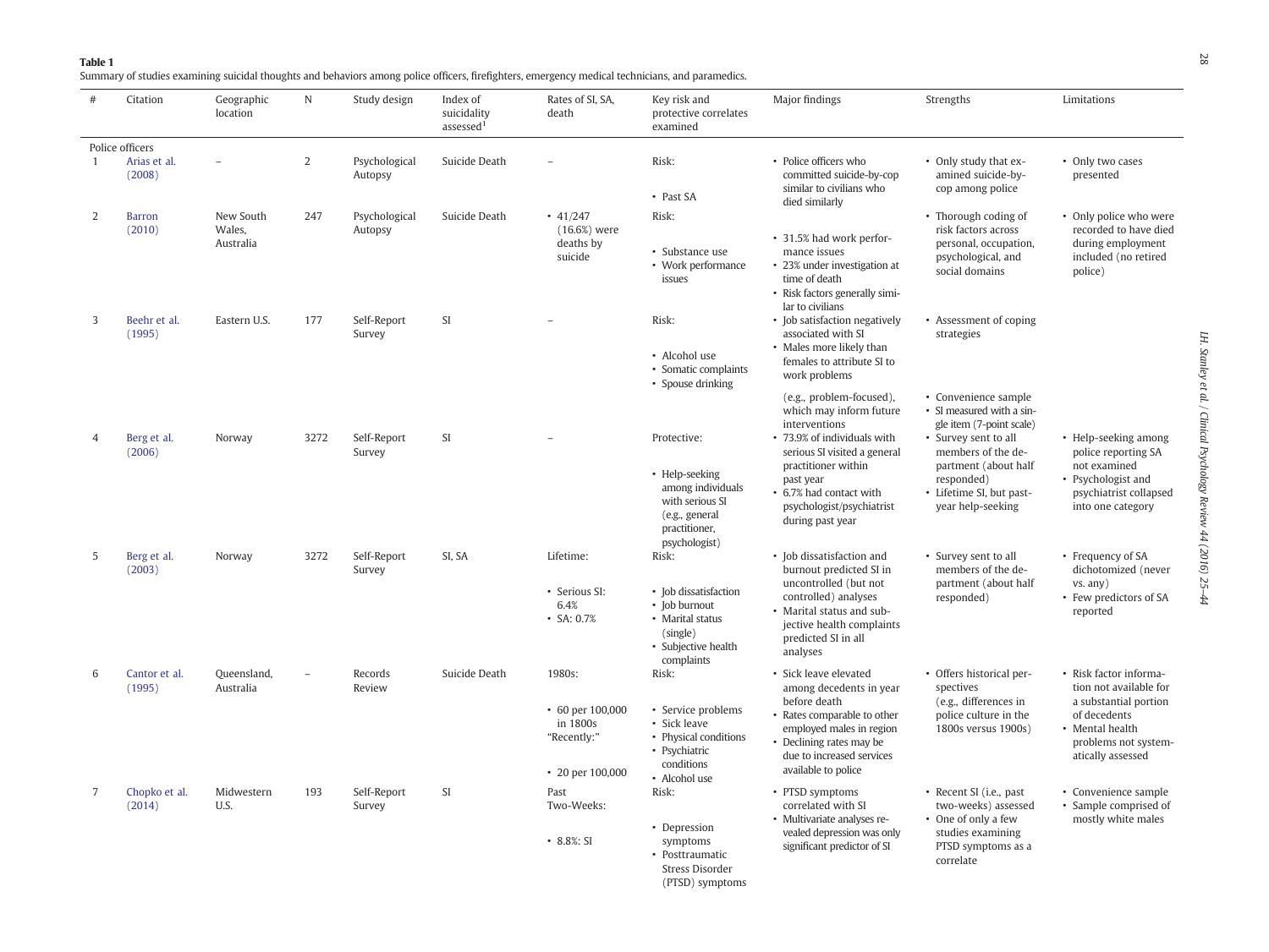**Table 1**

Summary of studies examining suicidal thoughts and behaviors among police officers, firefighters, emergency medical technicians, and paramedics.

| # | Citation | Geographic location | N | Study design | Index of suicidality assessed[1] | Rates of SI, SA, death | Key risk and protective correlates examined | Major findings | Strengths | Limitations |
|---|---|---|---|---|---|---|---|---|---|---|
| Police officers | | | | | | | | | | |
| 1 | Arias et al. (2008) | – | 2 | Psychological Autopsy | Suicide Death | – | Risk:<br>• Past SA | • Police officers who committed suicide-by-cop similar to civilians who died similarly | • Only study that examined suicide-by-cop among police | • Only two cases presented |
| 2 | Barron (2010) | New South Wales, Australia | 247 | Psychological Autopsy | Suicide Death | • 41/247 (16.6%) were deaths by suicide | Risk:<br>• Substance use<br>• Work performance issues | • 31.5% had work performance issues<br>• 23% under investigation at time of death<br>• Risk factors generally similar to civilians | • Thorough coding of risk factors across personal, occupation, psychological, and social domains | • Only police who were recorded to have died during employment included (no retired police) |
| 3 | Beehr et al. (1995) | Eastern U.S. | 177 | Self-Report Survey | SI | – | Risk:<br>• Alcohol use<br>• Somatic complaints<br>• Spouse drinking | • Job satisfaction negatively associated with SI<br>• Males more likely than females to attribute SI to work problems | • Assessment of coping strategies (e.g., problem-focused), which may inform future interventions | • Convenience sample<br>• SI measured with a single item (7-point scale) |
| 4 | Berg et al. (2006) | Norway | 3272 | Self-Report Survey | SI | – | Protective:<br>• Help-seeking among individuals with serious SI (e.g., general practitioner, psychologist) | • 73.9% of individuals with serious SI visited a general practitioner within past year<br>• 6.7% had contact with psychologist/psychiatrist during past year | • Survey sent to all members of the department (about half responded)<br>• Lifetime SI, but past-year help-seeking | • Help-seeking among police reporting SA not examined<br>• Psychologist and psychiatrist collapsed into one category |
| 5 | Berg et al. (2003) | Norway | 3272 | Self-Report Survey | SI, SA | Lifetime:<br>• Serious SI: 6.4%<br>• SA: 0.7% | Risk:<br>• Job dissatisfaction<br>• Job burnout<br>• Marital status (single)<br>• Subjective health complaints | • Job dissatisfaction and burnout predicted SI in uncontrolled (but not controlled) analyses<br>• Marital status and subjective health complaints predicted SI in all analyses | • Survey sent to all members of the department (about half responded) | • Frequency of SA dichotomized (never vs. any)<br>• Few predictors of SA reported |
| 6 | Cantor et al. (1995) | Queensland, Australia | – | Records Review | Suicide Death | 1980s:<br>• 60 per 100,000 in 1800s<br>"Recently:"<br>• 20 per 100,000 | Risk:<br>• Service problems<br>• Sick leave<br>• Physical conditions<br>• Psychiatric conditions<br>• Alcohol use | • Sick leave elevated among decedents in year before death<br>• Rates comparable to other employed males in region<br>• Declining rates may be due to increased services available to police | • Offers historical perspectives (e.g., differences in police culture in the 1800s versus 1900s) | • Risk factor information not available for a substantial portion of decedents<br>• Mental health problems not systematically assessed |
| 7 | Chopko et al. (2014) | Midwestern U.S. | 193 | Self-Report Survey | SI | Past Two-Weeks:<br>• 8.8%: SI | Risk:<br>• Depression symptoms<br>• Posttraumatic Stress Disorder (PTSD) symptoms | • PTSD symptoms correlated with SI<br>• Multivariate analyses revealed depression was only significant predictor of SI | • Recent SI (i.e., past two-weeks) assessed<br>• One of only a few studies examining PTSD symptoms as a correlate | • Convenience sample<br>• Sample comprised of mostly white males |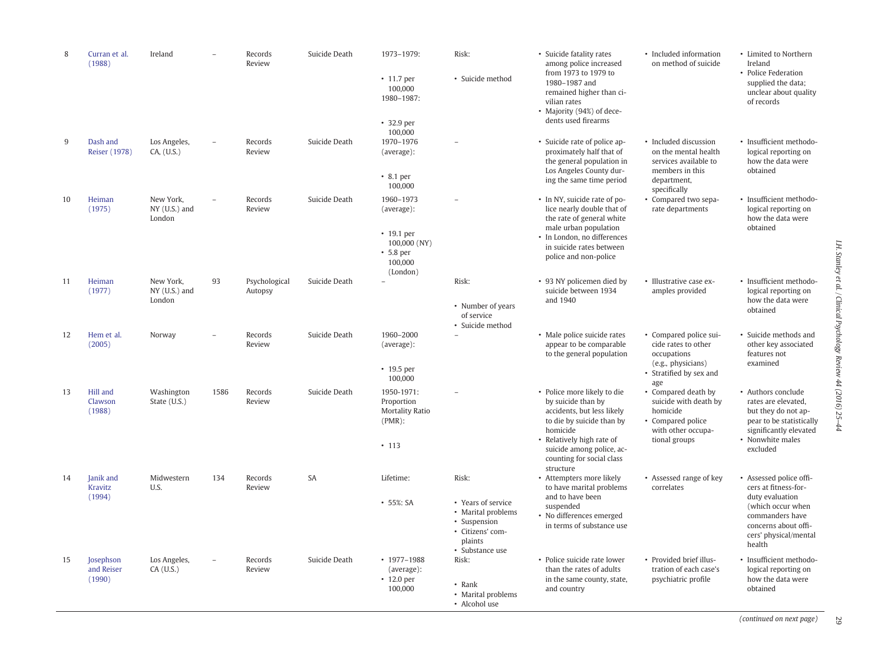| 8 | Curran et al. (1988) | Ireland | – | Records Review | Suicide Death | 1973–1979: • 11.7 per 100,000 1980–1987: • 32.9 per 100,000 | Risk: • Suicide method | • Suicide fatality rates among police increased from 1973 to 1979 to 1980–1987 and remained higher than civilian rates • Majority (94%) of decedents used firearms | • Included information on method of suicide | • Limited to Northern Ireland • Police Federation supplied the data; unclear about quality of records |
|---|---|---|---|---|---|---|---|---|---|---|
| 9 | Dash and Reiser (1978) | Los Angeles, CA, (U.S.) | – | Records Review | Suicide Death | 1970–1976 (average): • 8.1 per 100,000 | – | • Suicide rate of police approximately half that of the general population in Los Angeles County during the same time period | • Included discussion on the mental health services available to members in this department, specifically | • Insufficient methodological reporting on how the data were obtained |
| 10 | Heiman (1975) | New York, NY (U.S.) and London | – | Records Review | Suicide Death | 1960–1973 (average): • 19.1 per 100,000 (NY) • 5.8 per 100,000 (London) | – | • In NY, suicide rate of police nearly double that of the rate of general white male urban population • In London, no differences in suicide rates between police and non-police | • Compared two separate departments | • Insufficient methodological reporting on how the data were obtained |
| 11 | Heiman (1977) | New York, NY (U.S.) and London | 93 | Psychological Autopsy | Suicide Death | – | Risk: • Number of years of service • Suicide method | • 93 NY policemen died by suicide between 1934 and 1940 | • Illustrative case examples provided | • Insufficient methodological reporting on how the data were obtained |
| 12 | Hem et al. (2005) | Norway | – | Records Review | Suicide Death | 1960–2000 (average): • 19.5 per 100,000 | – | • Male police suicide rates appear to be comparable to the general population | • Compared police suicide rates to other occupations (e.g., physicians) • Stratified by sex and age | • Suicide methods and other key associated features not examined |
| 13 | Hill and Clawson (1988) | Washington State (U.S.) | 1586 | Records Review | Suicide Death | 1950-1971: Proportion Mortality Ratio (PMR): • 113 | – | • Police more likely to die by suicide than by accidents, but less likely to die by suicide than by homicide • Relatively high rate of suicide among police, accounting for social class structure | • Compared death by suicide with death by homicide • Compared police with other occupational groups | • Authors conclude rates are elevated, but they do not appear to be statistically significantly elevated • Nonwhite males excluded |
| 14 | Janik and Kravitz (1994) | Midwestern U.S. | 134 | Records Review | SA | Lifetime: • 55%: SA | Risk: • Years of service • Marital problems • Suspension • Citizens' complaints • Substance use | • Attempters more likely to have marital problems and to have been suspended • No differences emerged in terms of substance use | • Assessed range of key correlates | • Assessed police officers at fitness-for-duty evaluation (which occur when commanders have concerns about officers' physical/mental health |
| 15 | Josephson and Reiser (1990) | Los Angeles, CA (U.S.) | – | Records Review | Suicide Death | • 1977–1988 (average): • 12.0 per 100,000 | Risk: • Rank • Marital problems • Alcohol use | • Police suicide rate lower than the rates of adults in the same county, state, and country | • Provided brief illustration of each case's psychiatric profile | • Insufficient methodological reporting on how the data were obtained |

(continued on next page)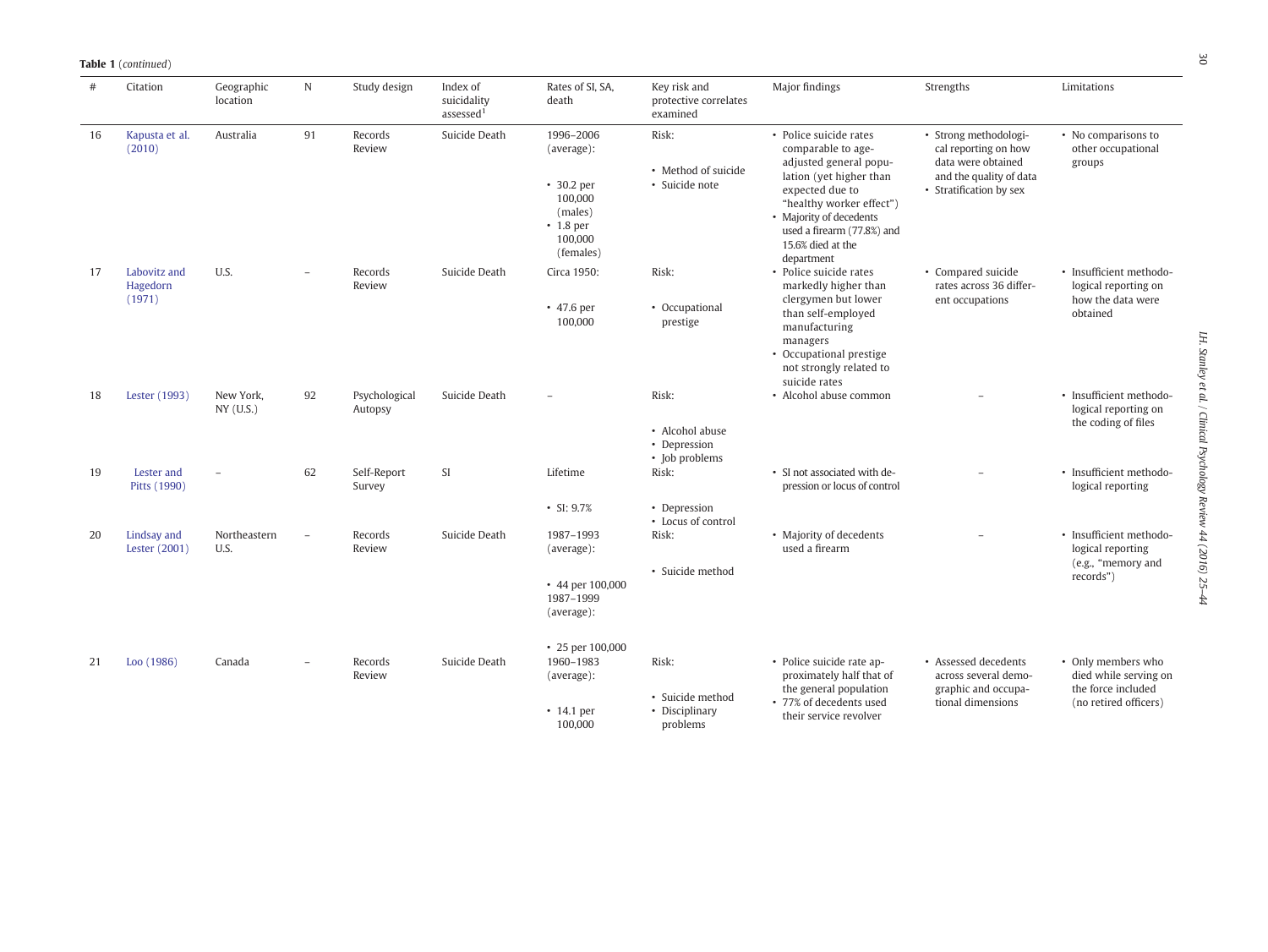**Table 1** (*continued*)

| # | Citation | Geographic location | N | Study design | Index of suicidality assessed[1] | Rates of SI, SA, death | Key risk and protective correlates examined | Major findings | Strengths | Limitations |
|---|---|---|---|---|---|---|---|---|---|---|
| 16 | Kapusta et al. (2010) | Australia | 91 | Records Review | Suicide Death | 1996–2006 (average): • 30.2 per 100,000 (males) • 1.8 per 100,000 (females) | Risk: • Method of suicide • Suicide note | • Police suicide rates comparable to age-adjusted general population (yet higher than expected due to "healthy worker effect") • Majority of decedents used a firearm (77.8%) and 15.6% died at the department | • Strong methodological reporting on how data were obtained and the quality of data • Stratification by sex | • No comparisons to other occupational groups |
| 17 | Labovitz and Hagedorn (1971) | U.S. | – | Records Review | Suicide Death | Circa 1950: • 47.6 per 100,000 | Risk: • Occupational prestige | • Police suicide rates markedly higher than clergymen but lower than self-employed manufacturing managers • Occupational prestige not strongly related to suicide rates | • Compared suicide rates across 36 different occupations | • Insufficient methodological reporting on how the data were obtained |
| 18 | Lester (1993) | New York, NY (U.S.) | 92 | Psychological Autopsy | Suicide Death | – | Risk: • Alcohol abuse • Depression • Job problems | • Alcohol abuse common | – | • Insufficient methodological reporting on the coding of files |
| 19 | Lester and Pitts (1990) | – | 62 | Self-Report Survey | SI | Lifetime • SI: 9.7% | Risk: • Depression • Locus of control | • SI not associated with depression or locus of control | – | • Insufficient methodological reporting |
| 20 | Lindsay and Lester (2001) | Northeastern U.S. | – | Records Review | Suicide Death | 1987–1993 (average): • 44 per 100,000 1987–1999 (average): • 25 per 100,000 | Risk: • Suicide method | • Majority of decedents used a firearm | – | • Insufficient methodological reporting (e.g., "memory and records") |
| 21 | Loo (1986) | Canada | – | Records Review | Suicide Death | 1960–1983 (average): • 14.1 per 100,000 | Risk: • Suicide method • Disciplinary problems | • Police suicide rate approximately half that of the general population • 77% of decedents used their service revolver | • Assessed decedents across several demographic and occupational dimensions | • Only members who died while serving on the force included (no retired officers) |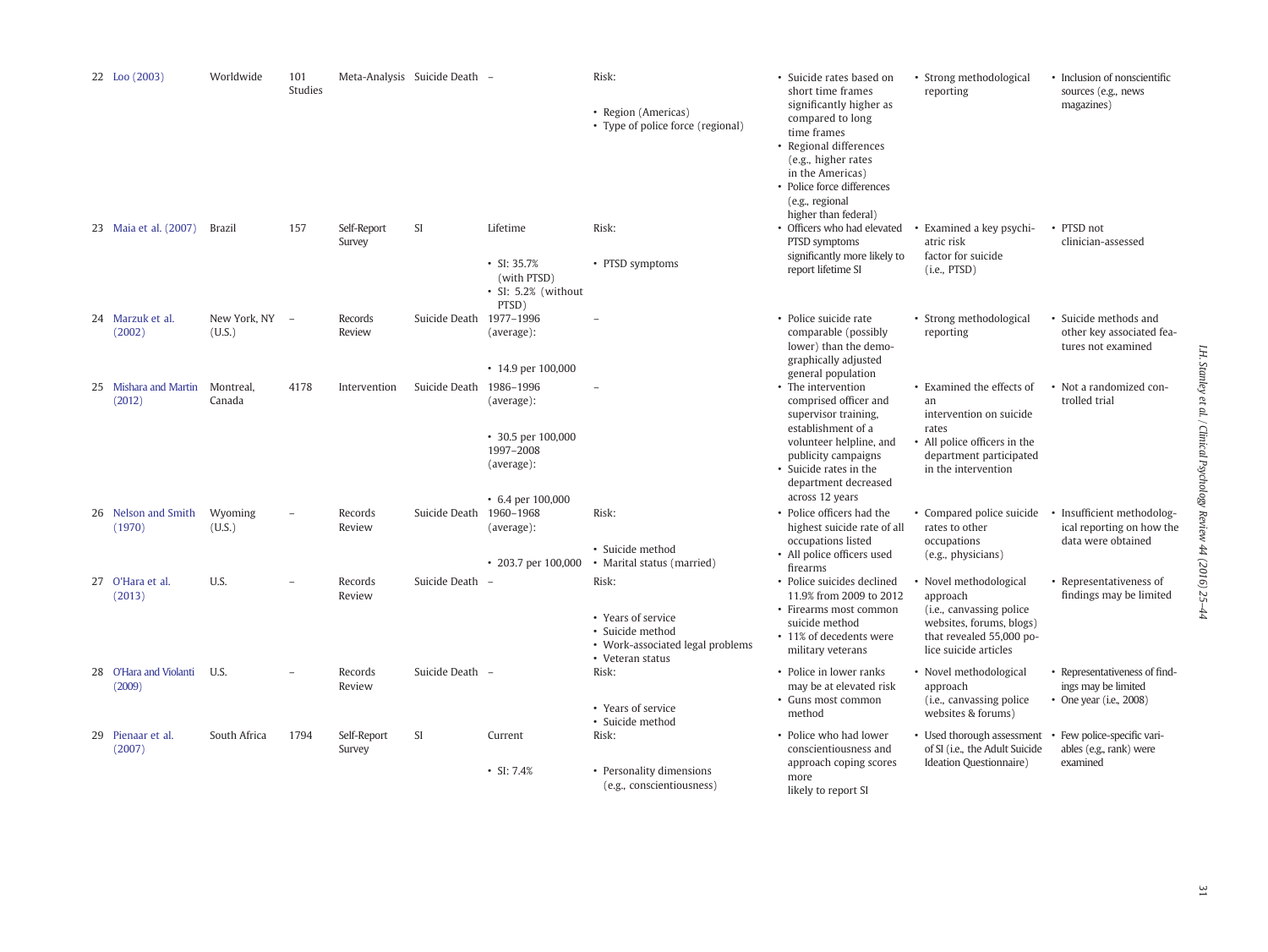| 22 | Loo (2003) | Worldwide | 101 Studies | Meta-Analysis | Suicide Death | – | Risk:<br>• Region (Americas)<br>• Type of police force (regional) | • Suicide rates based on short time frames significantly higher as compared to long time frames<br>• Regional differences (e.g., higher rates in the Americas)<br>• Police force differences (e.g., regional higher than federal) | • Strong methodological reporting | • Inclusion of nonscientific sources (e.g., news magazines) |
|---|---|---|---|---|---|---|---|---|---|---|
| 23 | Maia et al. (2007) | Brazil | 157 | Self-Report Survey | SI | Lifetime<br>• SI: 35.7% (with PTSD)<br>• SI: 5.2% (without PTSD) | Risk:<br>• PTSD symptoms | • Officers who had elevated PTSD symptoms significantly more likely to report lifetime SI | • Examined a key psychiatric risk factor for suicide (i.e., PTSD) | • PTSD not clinician-assessed |
| 24 | Marzuk et al. (2002) | New York, NY (U.S.) | – | Records Review | Suicide Death | 1977–1996 (average):<br>• 14.9 per 100,000 | – | • Police suicide rate comparable (possibly lower) than the demographically adjusted general population | • Strong methodological reporting | • Suicide methods and other key associated features not examined |
| 25 | Mishara and Martin (2012) | Montreal, Canada | 4178 | Intervention | Suicide Death | 1986–1996 (average):<br>• 30.5 per 100,000<br>1997–2008 (average):<br>• 6.4 per 100,000 | – | • The intervention comprised officer and supervisor training, establishment of a volunteer helpline, and publicity campaigns<br>• Suicide rates in the department decreased across 12 years | • Examined the effects of an intervention on suicide rates<br>• All police officers in the department participated in the intervention | • Not a randomized controlled trial |
| 26 | Nelson and Smith (1970) | Wyoming (U.S.) | – | Records Review | Suicide Death | 1960–1968 (average):<br>• 203.7 per 100,000 | Risk:<br>• Suicide method<br>• Marital status (married) | • Police officers had the highest suicide rate of all occupations listed<br>• All police officers used firearms | • Compared police suicide rates to other occupations (e.g., physicians) | • Insufficient methodological reporting on how the data were obtained |
| 27 | O'Hara et al. (2013) | U.S. | – | Records Review | Suicide Death | – | Risk:<br>• Years of service<br>• Suicide method<br>• Work-associated legal problems<br>• Veteran status | • Police suicides declined 11.9% from 2009 to 2012<br>• Firearms most common suicide method<br>• 11% of decedents were military veterans | • Novel methodological approach (i.e., canvassing police websites, forums, blogs) that revealed 55,000 police suicide articles | • Representativeness of findings may be limited |
| 28 | O'Hara and Violanti (2009) | U.S. | – | Records Review | Suicide Death | – | Risk:<br>• Years of service<br>• Suicide method | • Police in lower ranks may be at elevated risk<br>• Guns most common method | • Novel methodological approach (i.e., canvassing police websites & forums) | • Representativeness of findings may be limited<br>• One year (i.e., 2008) |
| 29 | Pienaar et al. (2007) | South Africa | 1794 | Self-Report Survey | SI | Current<br>• SI: 7.4% | Risk:<br>• Personality dimensions (e.g., conscientiousness) | • Police who had lower conscientiousness and approach coping scores more likely to report SI | • Used thorough assessment of SI (i.e., the Adult Suicide Ideation Questionnaire) | • Few police-specific variables (e.g., rank) were examined |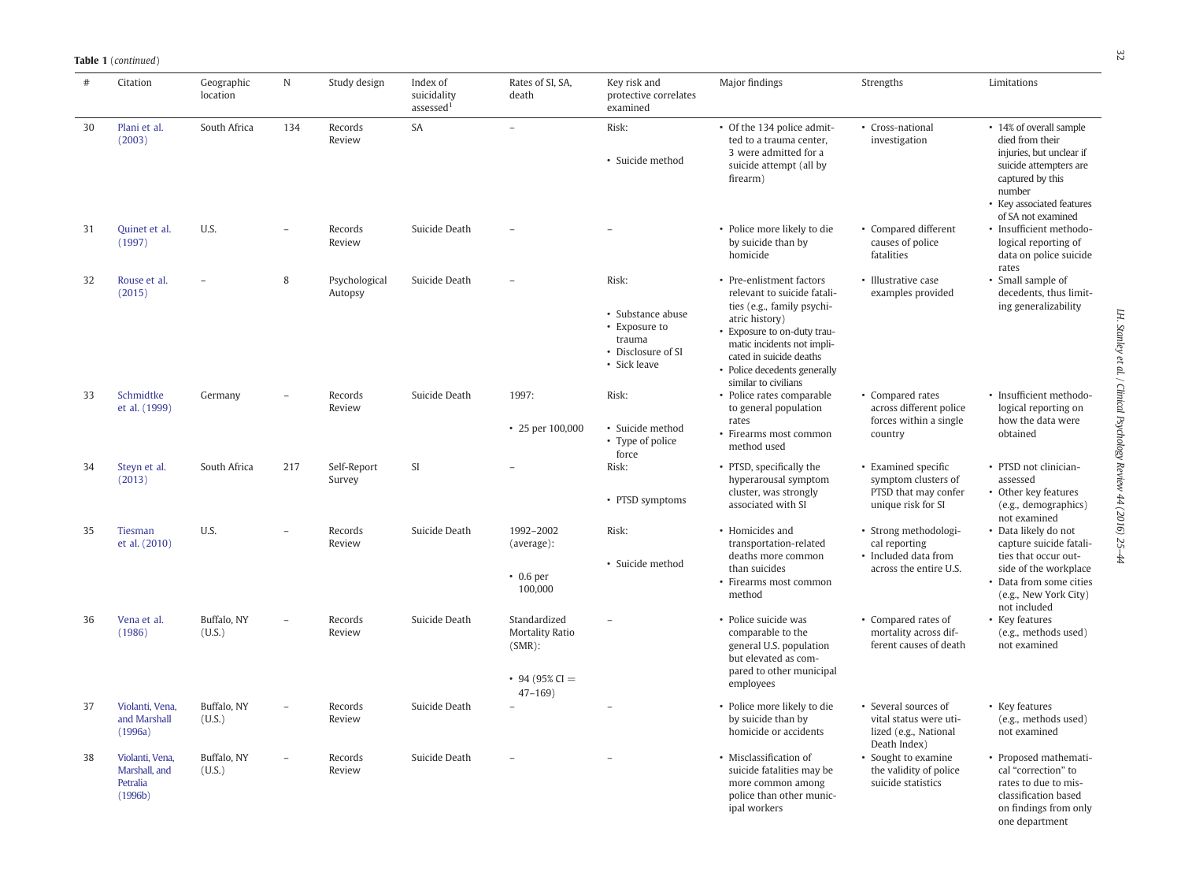**Table 1** (*continued*)

| # | Citation | Geographic location | N | Study design | Index of suicidality assessed[1] | Rates of SI, SA, death | Key risk and protective correlates examined | Major findings | Strengths | Limitations |
|---|---|---|---|---|---|---|---|---|---|---|
| 30 | Plani et al. (2003) | South Africa | 134 | Records Review | SA | – | Risk: • Suicide method | • Of the 134 police admitted to a trauma center, 3 were admitted for a suicide attempt (all by firearm) | • Cross-national investigation | • 14% of overall sample died from their injuries, but unclear if suicide attempters are captured by this number • Key associated features of SA not examined |
| 31 | Quinet et al. (1997) | U.S. | – | Records Review | Suicide Death | – | – | • Police more likely to die by suicide than by homicide | • Compared different causes of police fatalities | • Insufficient methodological reporting of data on police suicide rates |
| 32 | Rouse et al. (2015) | – | 8 | Psychological Autopsy | Suicide Death | – | Risk: • Substance abuse • Exposure to trauma • Disclosure of SI • Sick leave | • Pre-enlistment factors relevant to suicide fatalities (e.g., family psychiatric history) • Exposure to on-duty traumatic incidents not implicated in suicide deaths • Police decedents generally similar to civilians | • Illustrative case examples provided | • Small sample of decedents, thus limiting generalizability |
| 33 | Schmidtke et al. (1999) | Germany | – | Records Review | Suicide Death | 1997: • 25 per 100,000 | Risk: • Suicide method • Type of police force | • Police rates comparable to general population rates • Firearms most common method used | • Compared rates across different police forces within a single country | • Insufficient methodological reporting on how the data were obtained |
| 34 | Steyn et al. (2013) | South Africa | 217 | Self-Report Survey | SI | – | Risk: • PTSD symptoms | • PTSD, specifically the hyperarousal symptom cluster, was strongly associated with SI | • Examined specific symptom clusters of PTSD that may confer unique risk for SI | • PTSD not clinician-assessed • Other key features (e.g., demographics) not examined |
| 35 | Tiesman et al. (2010) | U.S. | – | Records Review | Suicide Death | 1992–2002 (average): • 0.6 per 100,000 | Risk: • Suicide method | • Homicides and transportation-related deaths more common than suicides • Firearms most common method | • Strong methodological reporting • Included data from across the entire U.S. | • Data likely do not capture suicide fatalities that occur outside of the workplace • Data from some cities (e.g., New York City) not included |
| 36 | Vena et al. (1986) | Buffalo, NY (U.S.) | – | Records Review | Suicide Death | Standardized Mortality Ratio (SMR): • 94 (95% CI = 47–169) | – | • Police suicide was comparable to the general U.S. population but elevated as compared to other municipal employees | • Compared rates of mortality across different causes of death | • Key features (e.g., methods used) not examined |
| 37 | Violanti, Vena, and Marshall (1996a) | Buffalo, NY (U.S.) | – | Records Review | Suicide Death | – | – | • Police more likely to die by suicide than by homicide or accidents | • Several sources of vital status were utilized (e.g., National Death Index) | • Key features (e.g., methods used) not examined |
| 38 | Violanti, Vena, Marshall, and Petralia (1996b) | Buffalo, NY (U.S.) | – | Records Review | Suicide Death | – | – | • Misclassification of suicide fatalities may be more common among police than other municipal workers | • Sought to examine the validity of police suicide statistics | • Proposed mathematical "correction" to rates to due to misclassification based on findings from only one department |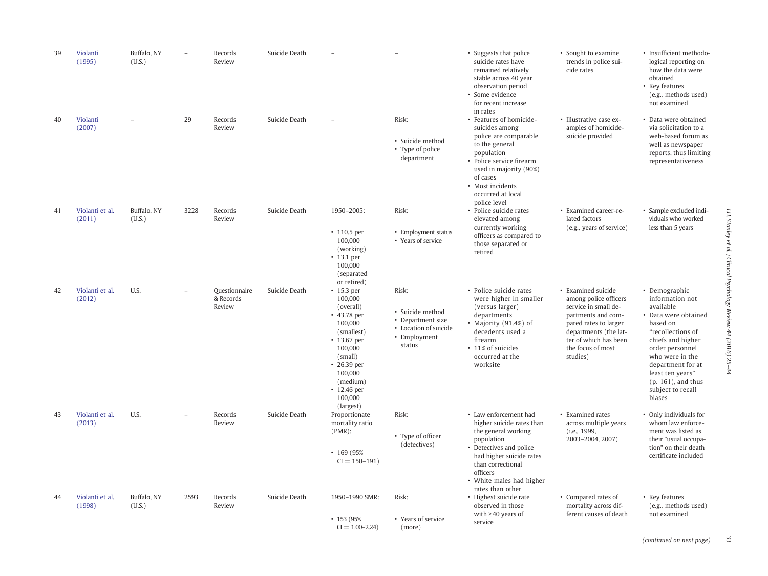| 39 | Violanti (1995) | Buffalo, NY (U.S.) | – | Records Review | Suicide Death | – | – | • Suggests that police suicide rates have remained relatively stable across 40 year observation period<br>• Some evidence for recent increase in rates | • Sought to examine trends in police suicide rates | • Insufficient methodological reporting on how the data were obtained<br>• Key features (e.g., methods used) not examined |
|---|---|---|---|---|---|---|---|---|---|---|
| 40 | Violanti (2007) | – | 29 | Records Review | Suicide Death | – | Risk:<br>• Suicide method<br>• Type of police department | • Features of homicide-suicides among police are comparable to the general population<br>• Police service firearm used in majority (90%) of cases<br>• Most incidents occurred at local police level | • Illustrative case examples of homicide-suicide provided | • Data were obtained via solicitation to a web-based forum as well as newspaper reports, thus limiting representativeness |
| 41 | Violanti et al. (2011) | Buffalo, NY (U.S.) | 3228 | Records Review | Suicide Death | 1950–2005:<br>• 110.5 per 100,000 (working)<br>• 13.1 per 100,000 (separated or retired) | Risk:<br>• Employment status<br>• Years of service | • Police suicide rates elevated among currently working officers as compared to those separated or retired | • Examined career-related factors (e.g., years of service) | • Sample excluded individuals who worked less than 5 years |
| 42 | Violanti et al. (2012) | U.S. | – | Questionnaire & Records Review | Suicide Death | • 15.3 per 100,000 (overall)<br>• 43.78 per 100,000 (smallest)<br>• 13.67 per 100,000 (small)<br>• 26.39 per 100,000 (medium)<br>• 12.46 per 100,000 (largest) | Risk:<br>• Suicide method<br>• Department size<br>• Location of suicide<br>• Employment status | • Police suicide rates were higher in smaller (versus larger) departments<br>• Majority (91.4%) of decedents used a firearm<br>• 11% of suicides occurred at the worksite | • Examined suicide among police officers service in small departments and compared rates to larger departments (the latter of which has been the focus of most studies) | • Demographic information not available<br>• Data were obtained based on "recollections of chiefs and higher order personnel who were in the department for at least ten years" (p. 161), and thus subject to recall biases |
| 43 | Violanti et al. (2013) | U.S. | – | Records Review | Suicide Death | Proportionate mortality ratio (PMR):<br>• 169 (95% CI = 150–191) | Risk:<br>• Type of officer (detectives) | • Law enforcement had higher suicide rates than the general working population<br>• Detectives and police had higher suicide rates than correctional officers<br>• White males had higher rates than other | • Examined rates across multiple years (i.e., 1999, 2003–2004, 2007) | • Only individuals for whom law enforcement was listed as their "usual occupation" on their death certificate included |
| 44 | Violanti et al. (1998) | Buffalo, NY (U.S.) | 2593 | Records Review | Suicide Death | 1950–1990 SMR:<br>• 153 (95% CI = 1.00–2.24) | Risk:<br>• Years of service (more) | • Highest suicide rate observed in those with ≥40 years of service | • Compared rates of mortality across different causes of death | • Key features (e.g., methods used) not examined |

(continued on next page)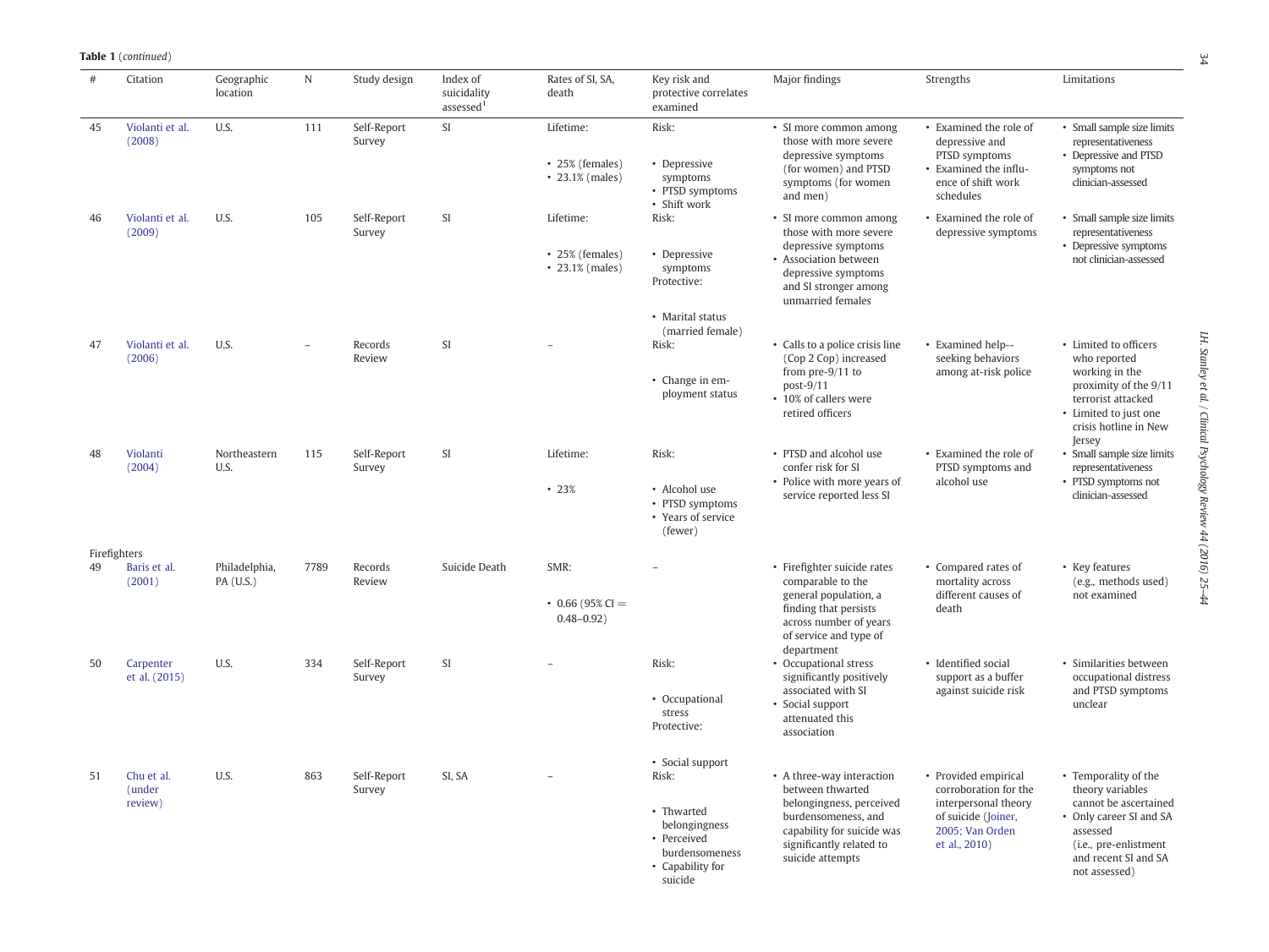**Table 1** (*continued*)

| # | Citation | Geographic location | N | Study design | Index of suicidality assessed[1] | Rates of SI, SA, death | Key risk and protective correlates examined | Major findings | Strengths | Limitations |
|---|---|---|---|---|---|---|---|---|---|---|
| 45 | Violanti et al. (2008) | U.S. | 111 | Self-Report Survey | SI | Lifetime: • 25% (females) • 23.1% (males) | Risk: • Depressive symptoms • PTSD symptoms • Shift work | • SI more common among those with more severe depressive symptoms (for women) and PTSD symptoms (for women and men) | • Examined the role of depressive and PTSD symptoms • Examined the influence of shift work schedules | • Small sample size limits representativeness • Depressive and PTSD symptoms not clinician-assessed |
| 46 | Violanti et al. (2009) | U.S. | 105 | Self-Report Survey | SI | Lifetime: • 25% (females) • 23.1% (males) | Risk: • Depressive symptoms Protective: • Marital status (married female) | • SI more common among those with more severe depressive symptoms • Association between depressive symptoms and SI stronger among unmarried females | • Examined the role of depressive symptoms | • Small sample size limits representativeness • Depressive symptoms not clinician-assessed |
| 47 | Violanti et al. (2006) | U.S. | – | Records Review | SI | – | Risk: • Change in employment status | • Calls to a police crisis line (Cop 2 Cop) increased from pre-9/11 to post-9/11 • 10% of callers were retired officers | • Examined help--seeking behaviors among at-risk police | • Limited to officers who reported working in the proximity of the 9/11 terrorist attacked • Limited to just one crisis hotline in New Jersey |
| 48 | Violanti (2004) | Northeastern U.S. | 115 | Self-Report Survey | SI | Lifetime: • 23% | Risk: • Alcohol use • PTSD symptoms • Years of service (fewer) | • PTSD and alcohol use confer risk for SI • Police with more years of service reported less SI | • Examined the role of PTSD symptoms and alcohol use | • Small sample size limits representativeness • PTSD symptoms not clinician-assessed |
| Firefighters | | | | | | | | | | |
| 49 | Baris et al. (2001) | Philadelphia, PA (U.S.) | 7789 | Records Review | Suicide Death | SMR: • 0.66 (95% CI = 0.48–0.92) | – | • Firefighter suicide rates comparable to the general population, a finding that persists across number of years of service and type of department | • Compared rates of mortality across different causes of death | • Key features (e.g., methods used) not examined |
| 50 | Carpenter et al. (2015) | U.S. | 334 | Self-Report Survey | SI | – | Risk: • Occupational stress Protective: • Social support | • Occupational stress significantly positively associated with SI • Social support attenuated this association | • Identified social support as a buffer against suicide risk | • Similarities between occupational distress and PTSD symptoms unclear |
| 51 | Chu et al. (under review) | U.S. | 863 | Self-Report Survey | SI, SA | – | Risk: • Thwarted belongingness • Perceived burdensomeness • Capability for suicide | • A three-way interaction between thwarted belongingness, perceived burdensomeness, and capability for suicide was significantly related to suicide attempts | • Provided empirical corroboration for the interpersonal theory of suicide (Joiner, 2005; Van Orden et al., 2010) | • Temporality of the theory variables cannot be ascertained • Only career SI and SA assessed (i.e., pre-enlistment and recent SI and SA not assessed) |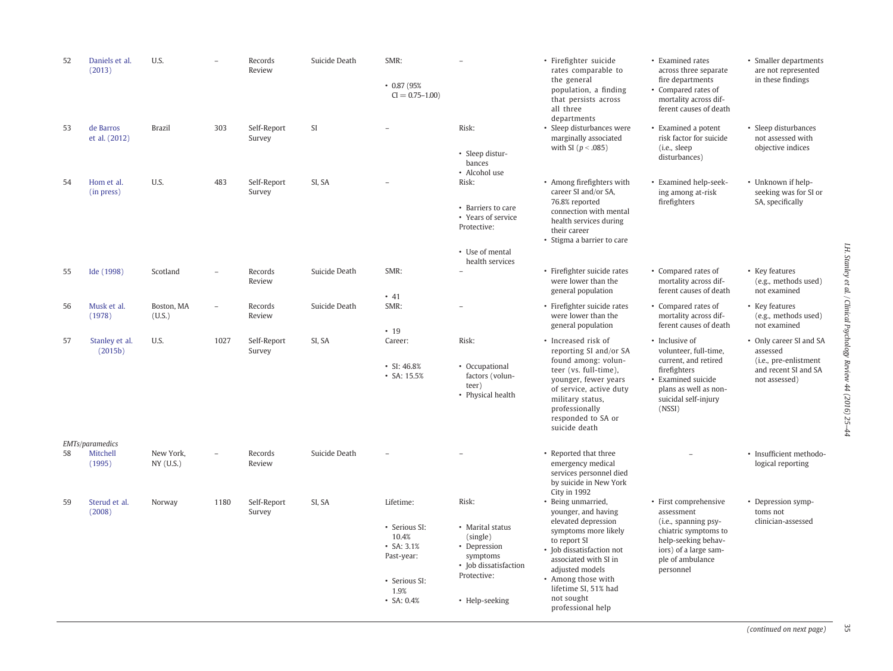| | | | | | | | | | | |
|---|---|---|---|---|---|---|---|---|---|---|
| 52 | Daniels et al. (2013) | U.S. | – | Records Review | Suicide Death | SMR:<br><br>• 0.87 (95% CI = 0.75–1.00) | – | • Firefighter suicide rates comparable to the general population, a finding that persists across all three departments | • Examined rates across three separate fire departments<br>• Compared rates of mortality across different causes of death | • Smaller departments are not represented in these findings |
| 53 | de Barros et al. (2012) | Brazil | 303 | Self-Report Survey | SI | – | Risk:<br><br>• Sleep disturbances<br>• Alcohol use | • Sleep disturbances were marginally associated with SI ($p < .085$) | • Examined a potent risk factor for suicide (i.e., sleep disturbances) | • Sleep disturbances not assessed with objective indices |
| 54 | Hom et al. (in press) | U.S. | 483 | Self-Report Survey | SI, SA | – | Risk:<br><br>• Barriers to care<br>• Years of service<br>Protective:<br><br>• Use of mental health services | • Among firefighters with career SI and/or SA, 76.8% reported connection with mental health services during their career<br>• Stigma a barrier to care | • Examined help-seeking among at-risk firefighters | • Unknown if help-seeking was for SI or SA, specifically |
| 55 | Ide (1998) | Scotland | – | Records Review | Suicide Death | SMR:<br><br>• 41 | – | • Firefighter suicide rates were lower than the general population | • Compared rates of mortality across different causes of death | • Key features (e.g., methods used) not examined |
| 56 | Musk et al. (1978) | Boston, MA (U.S.) | – | Records Review | Suicide Death | SMR:<br><br>• 19 | – | • Firefighter suicide rates were lower than the general population | • Compared rates of mortality across different causes of death | • Key features (e.g., methods used) not examined |
| 57 | Stanley et al. (2015b) | U.S. | 1027 | Self-Report Survey | SI, SA | Career:<br><br>• SI: 46.8%<br>• SA: 15.5% | Risk:<br><br>• Occupational factors (volunteer)<br>• Physical health | • Increased risk of reporting SI and/or SA found among: volunteer (vs. full-time), younger, fewer years of service, active duty military status, professionally responded to SA or suicide death | • Inclusive of volunteer, full-time, current, and retired firefighters<br>• Examined suicide plans as well as non-suicidal self-injury (NSSI) | • Only career SI and SA assessed (i.e., pre-enlistment and recent SI and SA not assessed) |
| *EMTs/paramedics* | | | | | | | | | | |
| 58 | Mitchell (1995) | New York, NY (U.S.) | – | Records Review | Suicide Death | – | – | • Reported that three emergency medical services personnel died by suicide in New York City in 1992 | – | • Insufficient methodological reporting |
| 59 | Sterud et al. (2008) | Norway | 1180 | Self-Report Survey | SI, SA | Lifetime:<br><br>• Serious SI: 10.4%<br>• SA: 3.1%<br>Past-year:<br><br>• Serious SI: 1.9%<br>• SA: 0.4% | Risk:<br><br>• Marital status (single)<br>• Depression symptoms<br>• Job dissatisfaction<br>Protective:<br><br>• Help-seeking | • Being unmarried, younger, and having elevated depression symptoms more likely to report SI<br>• Job dissatisfaction not associated with SI in adjusted models<br>• Among those with lifetime SI, 51% had not sought professional help | • First comprehensive assessment (i.e., spanning psychiatric symptoms to help-seeking behaviors) of a large sample of ambulance personnel | • Depression symptoms not clinician-assessed |

*(continued on next page)*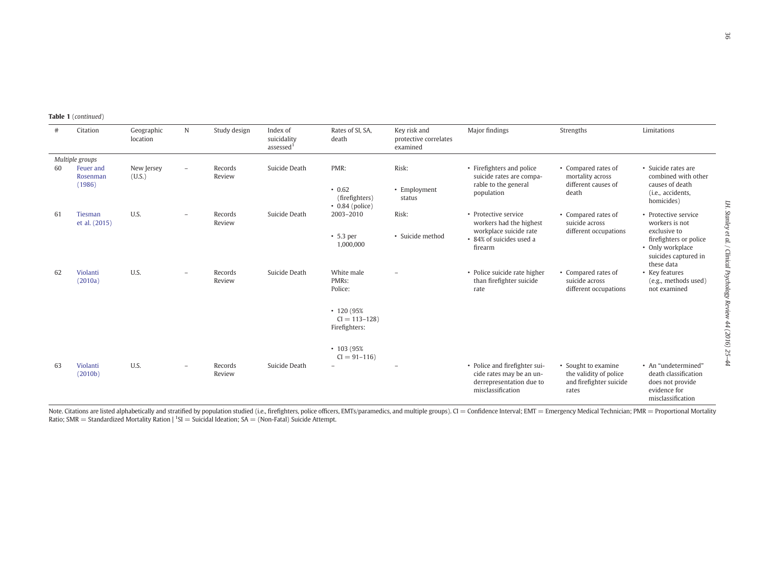**Table 1** (*continued*)

| # | Citation | Geographic location | N | Study design | Index of suicidality assessed[1] | Rates of SI, SA, death | Key risk and protective correlates examined | Major findings | Strengths | Limitations |
|---|---|---|---|---|---|---|---|---|---|---|
| *Multiple groups* | | | | | | | | | | |
| 60 | Feuer and Rosenman (1986) | New Jersey (U.S.) | – | Records Review | Suicide Death | PMR: • 0.62 (firefighters) • 0.84 (police) | Risk: • Employment status | • Firefighters and police suicide rates are comparable to the general population | • Compared rates of mortality across different causes of death | • Suicide rates are combined with other causes of death (i.e., accidents, homicides) |
| 61 | Tiesman et al. (2015) | U.S. | – | Records Review | Suicide Death | 2003–2010 • 5.3 per 1,000,000 | Risk: • Suicide method | • Protective service workers had the highest workplace suicide rate • 84% of suicides used a firearm | • Compared rates of suicide across different occupations | • Protective service workers is not exclusive to firefighters or police • Only workplace suicides captured in these data |
| 62 | Violanti (2010a) | U.S. | – | Records Review | Suicide Death | White male PMRs: Police: • 120 (95% CI = 113–128) Firefighters: • 103 (95% CI = 91–116) | – | • Police suicide rate higher than firefighter suicide rate | • Compared rates of suicide across different occupations | • Key features (e.g., methods used) not examined |
| 63 | Violanti (2010b) | U.S. | – | Records Review | Suicide Death | – | – | • Police and firefighter suicide rates may be an underrepresentation due to misclassification | • Sought to examine the validity of police and firefighter suicide rates | • An "undetermined" death classification does not provide evidence for misclassification |

Note. Citations are listed alphabetically and stratified by population studied (i.e., firefighters, police officers, EMTs/paramedics, and multiple groups). CI = Confidence Interval; EMT = Emergency Medical Technician; PMR = Proportional Mortality Ratio; SMR = Standardized Mortality Ration | [1]SI = Suicidal Ideation; SA = (Non-Fatal) Suicide Attempt.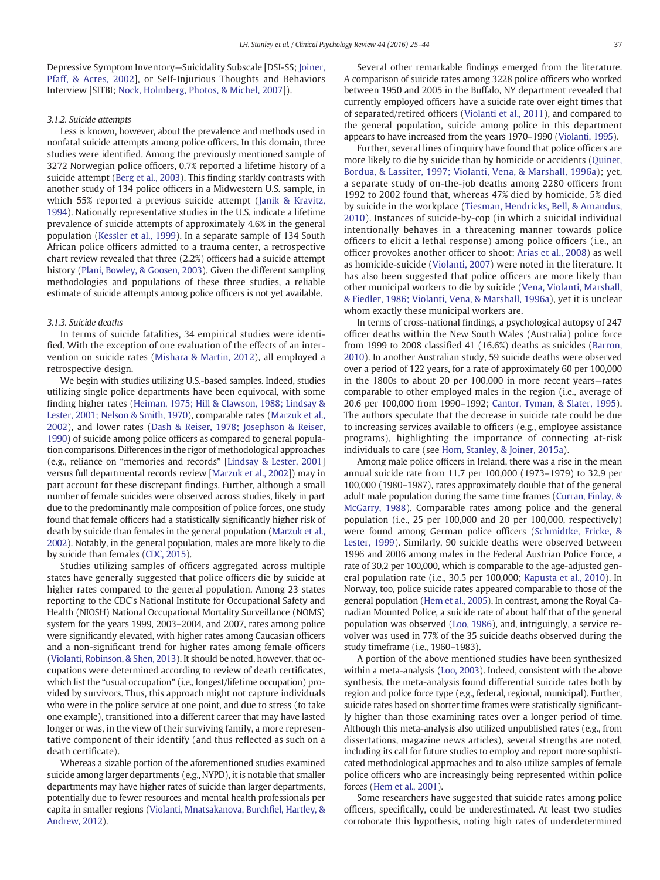Depressive Symptom Inventory—Suicidality Subscale [DSI-SS; Joiner, Pfaff, & Acres, 2002], or Self-Injurious Thoughts and Behaviors Interview [SITBI; Nock, Holmberg, Photos, & Michel, 2007]).

#### 3.1.2. Suicide attempts

Less is known, however, about the prevalence and methods used in nonfatal suicide attempts among police officers. In this domain, three studies were identified. Among the previously mentioned sample of 3272 Norwegian police officers, 0.7% reported a lifetime history of a suicide attempt (Berg et al., 2003). This finding starkly contrasts with another study of 134 police officers in a Midwestern U.S. sample, in which 55% reported a previous suicide attempt (Janik & Kravitz, 1994). Nationally representative studies in the U.S. indicate a lifetime prevalence of suicide attempts of approximately 4.6% in the general population (Kessler et al., 1999). In a separate sample of 134 South African police officers admitted to a trauma center, a retrospective chart review revealed that three (2.2%) officers had a suicide attempt history (Plani, Bowley, & Goosen, 2003). Given the different sampling methodologies and populations of these three studies, a reliable estimate of suicide attempts among police officers is not yet available.

#### 3.1.3. Suicide deaths

In terms of suicide fatalities, 34 empirical studies were identified. With the exception of one evaluation of the effects of an intervention on suicide rates (Mishara & Martin, 2012), all employed a retrospective design.

We begin with studies utilizing U.S.-based samples. Indeed, studies utilizing single police departments have been equivocal, with some finding higher rates (Heiman, 1975; Hill & Clawson, 1988; Lindsay & Lester, 2001; Nelson & Smith, 1970), comparable rates (Marzuk et al., 2002), and lower rates (Dash & Reiser, 1978; Josephson & Reiser, 1990) of suicide among police officers as compared to general population comparisons. Differences in the rigor of methodological approaches (e.g., reliance on "memories and records" [Lindsay & Lester, 2001] versus full departmental records review [Marzuk et al., 2002]) may in part account for these discrepant findings. Further, although a small number of female suicides were observed across studies, likely in part due to the predominantly male composition of police forces, one study found that female officers had a statistically significantly higher risk of death by suicide than females in the general population (Marzuk et al., 2002). Notably, in the general population, males are more likely to die by suicide than females (CDC, 2015).

Studies utilizing samples of officers aggregated across multiple states have generally suggested that police officers die by suicide at higher rates compared to the general population. Among 23 states reporting to the CDC's National Institute for Occupational Safety and Health (NIOSH) National Occupational Mortality Surveillance (NOMS) system for the years 1999, 2003–2004, and 2007, rates among police were significantly elevated, with higher rates among Caucasian officers and a non-significant trend for higher rates among female officers (Violanti, Robinson, & Shen, 2013). It should be noted, however, that occupations were determined according to review of death certificates, which list the "usual occupation" (i.e., longest/lifetime occupation) provided by survivors. Thus, this approach might not capture individuals who were in the police service at one point, and due to stress (to take one example), transitioned into a different career that may have lasted longer or was, in the view of their surviving family, a more representative component of their identify (and thus reflected as such on a death certificate).

Whereas a sizable portion of the aforementioned studies examined suicide among larger departments (e.g., NYPD), it is notable that smaller departments may have higher rates of suicide than larger departments, potentially due to fewer resources and mental health professionals per capita in smaller regions (Violanti, Mnatsakanova, Burchfiel, Hartley, & Andrew, 2012).

Several other remarkable findings emerged from the literature. A comparison of suicide rates among 3228 police officers who worked between 1950 and 2005 in the Buffalo, NY department revealed that currently employed officers have a suicide rate over eight times that of separated/retired officers (Violanti et al., 2011), and compared to the general population, suicide among police in this department appears to have increased from the years 1970–1990 (Violanti, 1995).

Further, several lines of inquiry have found that police officers are more likely to die by suicide than by homicide or accidents (Quinet, Bordua, & Lassiter, 1997; Violanti, Vena, & Marshall, 1996a); yet, a separate study of on-the-job deaths among 2280 officers from 1992 to 2002 found that, whereas 47% died by homicide, 5% died by suicide in the workplace (Tiesman, Hendricks, Bell, & Amandus, 2010). Instances of suicide-by-cop (in which a suicidal individual intentionally behaves in a threatening manner towards police officers to elicit a lethal response) among police officers (i.e., an officer provokes another officer to shoot; Arias et al., 2008) as well as homicide-suicide (Violanti, 2007) were noted in the literature. It has also been suggested that police officers are more likely than other municipal workers to die by suicide (Vena, Violanti, Marshall, & Fiedler, 1986; Violanti, Vena, & Marshall, 1996a), yet it is unclear whom exactly these municipal workers are.

In terms of cross-national findings, a psychological autopsy of 247 officer deaths within the New South Wales (Australia) police force from 1999 to 2008 classified 41 (16.6%) deaths as suicides (Barron, 2010). In another Australian study, 59 suicide deaths were observed over a period of 122 years, for a rate of approximately 60 per 100,000 in the 1800s to about 20 per 100,000 in more recent years—rates comparable to other employed males in the region (i.e., average of 20.6 per 100,000 from 1990–1992; Cantor, Tyman, & Slater, 1995). The authors speculate that the decrease in suicide rate could be due to increasing services available to officers (e.g., employee assistance programs), highlighting the importance of connecting at-risk individuals to care (see Hom, Stanley, & Joiner, 2015a).

Among male police officers in Ireland, there was a rise in the mean annual suicide rate from 11.7 per 100,000 (1973–1979) to 32.9 per 100,000 (1980–1987), rates approximately double that of the general adult male population during the same time frames (Curran, Finlay, & McGarry, 1988). Comparable rates among police and the general population (i.e., 25 per 100,000 and 20 per 100,000, respectively) were found among German police officers (Schmidtke, Fricke, & Lester, 1999). Similarly, 90 suicide deaths were observed between 1996 and 2006 among males in the Federal Austrian Police Force, a rate of 30.2 per 100,000, which is comparable to the age-adjusted general population rate (i.e., 30.5 per 100,000; Kapusta et al., 2010). In Norway, too, police suicide rates appeared comparable to those of the general population (Hem et al., 2005). In contrast, among the Royal Canadian Mounted Police, a suicide rate of about half that of the general population was observed (Loo, 1986), and, intriguingly, a service revolver was used in 77% of the 35 suicide deaths observed during the study timeframe (i.e., 1960–1983).

A portion of the above mentioned studies have been synthesized within a meta-analysis (Loo, 2003). Indeed, consistent with the above synthesis, the meta-analysis found differential suicide rates both by region and police force type (e.g., federal, regional, municipal). Further, suicide rates based on shorter time frames were statistically significantly higher than those examining rates over a longer period of time. Although this meta-analysis also utilized unpublished rates (e.g., from dissertations, magazine news articles), several strengths are noted, including its call for future studies to employ and report more sophisticated methodological approaches and to also utilize samples of female police officers who are increasingly being represented within police forces (Hem et al., 2001).

Some researchers have suggested that suicide rates among police officers, specifically, could be underestimated. At least two studies corroborate this hypothesis, noting high rates of underdetermined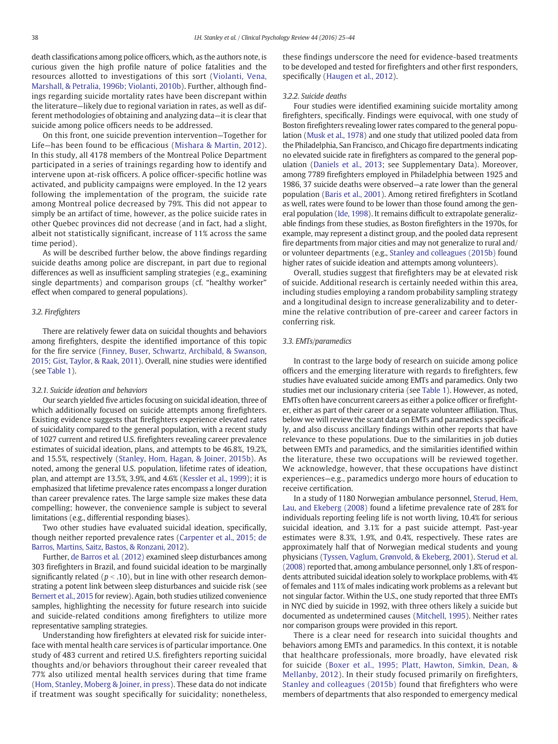death classifications among police officers, which, as the authors note, is curious given the high profile nature of police fatalities and the resources allotted to investigations of this sort (Violanti, Vena, Marshall, & Petralia, 1996b; Violanti, 2010b). Further, although findings regarding suicide mortality rates have been discrepant within the literature—likely due to regional variation in rates, as well as different methodologies of obtaining and analyzing data—it is clear that suicide among police officers needs to be addressed.

On this front, one suicide prevention intervention—Together for Life—has been found to be efficacious (Mishara & Martin, 2012). In this study, all 4178 members of the Montreal Police Department participated in a series of trainings regarding how to identify and intervene upon at-risk officers. A police officer-specific hotline was activated, and publicity campaigns were employed. In the 12 years following the implementation of the program, the suicide rate among Montreal police decreased by 79%. This did not appear to simply be an artifact of time, however, as the police suicide rates in other Quebec provinces did not decrease (and in fact, had a slight, albeit not statistically significant, increase of 11% across the same time period).

As will be described further below, the above findings regarding suicide deaths among police are discrepant, in part due to regional differences as well as insufficient sampling strategies (e.g., examining single departments) and comparison groups (cf. "healthy worker" effect when compared to general populations).

### 3.2. Firefighters

There are relatively fewer data on suicidal thoughts and behaviors among firefighters, despite the identified importance of this topic for the fire service (Finney, Buser, Schwartz, Archibald, & Swanson, 2015; Gist, Taylor, & Raak, 2011). Overall, nine studies were identified (see Table 1).

#### 3.2.1. Suicide ideation and behaviors

Our search yielded five articles focusing on suicidal ideation, three of which additionally focused on suicide attempts among firefighters. Existing evidence suggests that firefighters experience elevated rates of suicidality compared to the general population, with a recent study of 1027 current and retired U.S. firefighters revealing career prevalence estimates of suicidal ideation, plans, and attempts to be 46.8%, 19.2%, and 15.5%, respectively (Stanley, Hom, Hagan, & Joiner, 2015b). As noted, among the general U.S. population, lifetime rates of ideation, plan, and attempt are 13.5%, 3.9%, and 4.6% (Kessler et al., 1999); it is emphasized that lifetime prevalence rates encompass a longer duration than career prevalence rates. The large sample size makes these data compelling; however, the convenience sample is subject to several limitations (e.g., differential responding biases).

Two other studies have evaluated suicidal ideation, specifically, though neither reported prevalence rates (Carpenter et al., 2015; de Barros, Martins, Saitz, Bastos, & Ronzani, 2012).

Further, de Barros et al. (2012) examined sleep disturbances among 303 firefighters in Brazil, and found suicidal ideation to be marginally significantly related ($p < .10$), but in line with other research demonstrating a potent link between sleep disturbances and suicide risk (see Bernert et al., 2015 for review). Again, both studies utilized convenience samples, highlighting the necessity for future research into suicide and suicide-related conditions among firefighters to utilize more representative sampling strategies.

Understanding how firefighters at elevated risk for suicide interface with mental health care services is of particular importance. One study of 483 current and retired U.S. firefighters reporting suicidal thoughts and/or behaviors throughout their career revealed that 77% also utilized mental health services during that time frame (Hom, Stanley, Moberg & Joiner, in press). These data do not indicate if treatment was sought specifically for suicidality; nonetheless, these findings underscore the need for evidence-based treatments to be developed and tested for firefighters and other first responders, specifically (Haugen et al., 2012).

#### 3.2.2. Suicide deaths

Four studies were identified examining suicide mortality among firefighters, specifically. Findings were equivocal, with one study of Boston firefighters revealing lower rates compared to the general population (Musk et al., 1978) and one study that utilized pooled data from the Philadelphia, San Francisco, and Chicago fire departments indicating no elevated suicide rate in firefighters as compared to the general population (Daniels et al., 2013; see Supplementary Data). Moreover, among 7789 firefighters employed in Philadelphia between 1925 and 1986, 37 suicide deaths were observed—a rate lower than the general population (Baris et al., 2001). Among retired firefighters in Scotland as well, rates were found to be lower than those found among the general population (Ide, 1998). It remains difficult to extrapolate generalizable findings from these studies, as Boston firefighters in the 1970s, for example, may represent a distinct group, and the pooled data represent fire departments from major cities and may not generalize to rural and/or volunteer departments (e.g., Stanley and colleagues (2015b) found higher rates of suicide ideation and attempts among volunteers).

Overall, studies suggest that firefighters may be at elevated risk of suicide. Additional research is certainly needed within this area, including studies employing a random probability sampling strategy and a longitudinal design to increase generalizability and to determine the relative contribution of pre-career and career factors in conferring risk.

### 3.3. EMTs/paramedics

In contrast to the large body of research on suicide among police officers and the emerging literature with regards to firefighters, few studies have evaluated suicide among EMTs and paramedics. Only two studies met our inclusionary criteria (see Table 1). However, as noted, EMTs often have concurrent careers as either a police officer or firefighter, either as part of their career or a separate volunteer affiliation. Thus, below we will review the scant data on EMTs and paramedics specifically, and also discuss ancillary findings within other reports that have relevance to these populations. Due to the similarities in job duties between EMTs and paramedics, and the similarities identified within the literature, these two occupations will be reviewed together. We acknowledge, however, that these occupations have distinct experiences—e.g., paramedics undergo more hours of education to receive certification.

In a study of 1180 Norwegian ambulance personnel, Sterud, Hem, Lau, and Ekeberg (2008) found a lifetime prevalence rate of 28% for individuals reporting feeling life is not worth living, 10.4% for serious suicidal ideation, and 3.1% for a past suicide attempt. Past-year estimates were 8.3%, 1.9%, and 0.4%, respectively. These rates are approximately half that of Norwegian medical students and young physicians (Tyssen, Vaglum, Grønvold, & Ekeberg, 2001). Sterud et al. (2008) reported that, among ambulance personnel, only 1.8% of respondents attributed suicidal ideation solely to workplace problems, with 4% of females and 11% of males indicating work problems as a relevant but not singular factor. Within the U.S., one study reported that three EMTs in NYC died by suicide in 1992, with three others likely a suicide but documented as undetermined causes (Mitchell, 1995). Neither rates nor comparison groups were provided in this report.

There is a clear need for research into suicidal thoughts and behaviors among EMTs and paramedics. In this context, it is notable that healthcare professionals, more broadly, have elevated risk for suicide (Boxer et al., 1995; Platt, Hawton, Simkin, Dean, & Mellanby, 2012). In their study focused primarily on firefighters, Stanley and colleagues (2015b) found that firefighters who were members of departments that also responded to emergency medical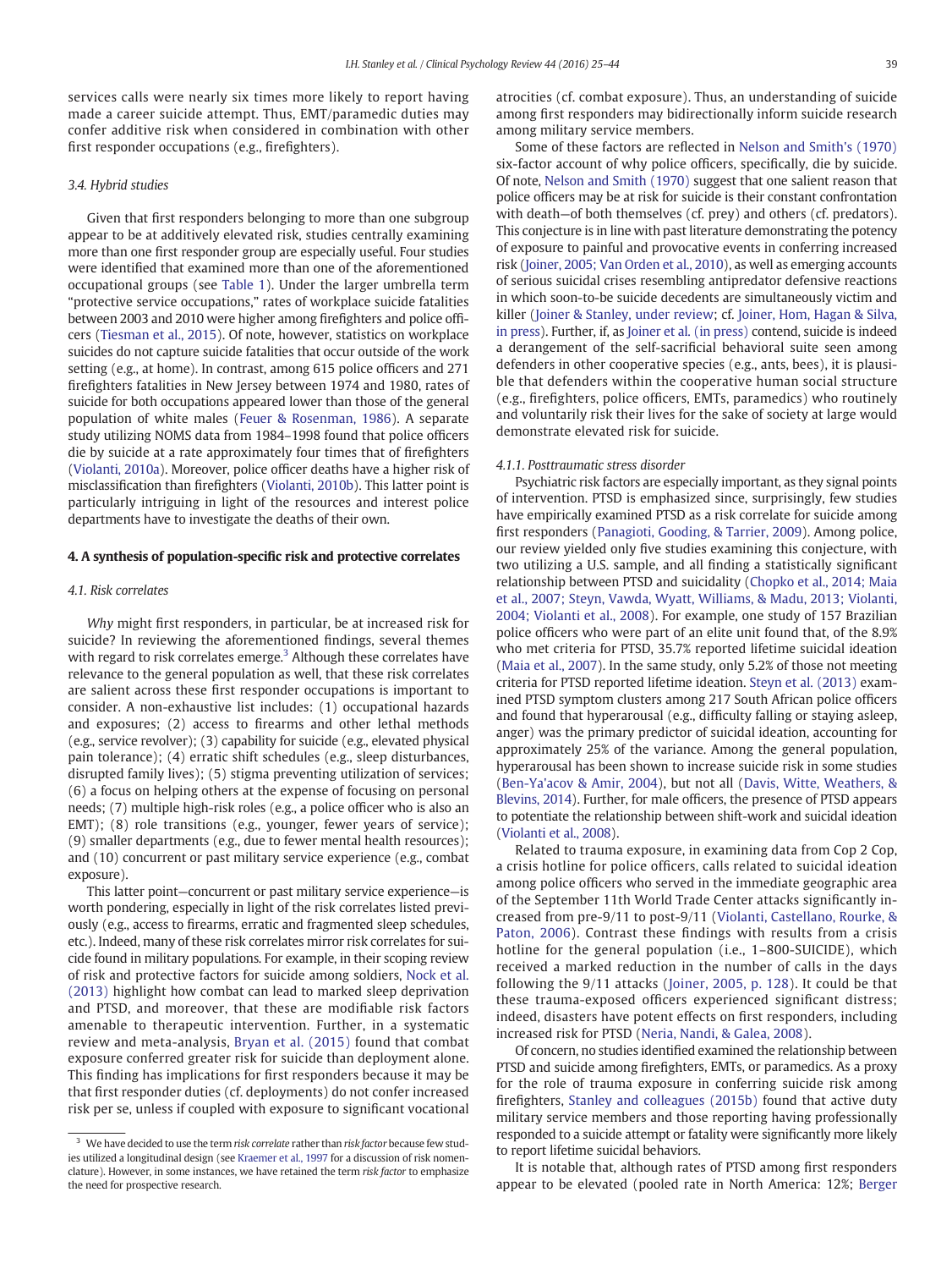services calls were nearly six times more likely to report having made a career suicide attempt. Thus, EMT/paramedic duties may confer additive risk when considered in combination with other first responder occupations (e.g., firefighters).

### 3.4. Hybrid studies

Given that first responders belonging to more than one subgroup appear to be at additively elevated risk, studies centrally examining more than one first responder group are especially useful. Four studies were identified that examined more than one of the aforementioned occupational groups (see Table 1). Under the larger umbrella term "protective service occupations," rates of workplace suicide fatalities between 2003 and 2010 were higher among firefighters and police officers (Tiesman et al., 2015). Of note, however, statistics on workplace suicides do not capture suicide fatalities that occur outside of the work setting (e.g., at home). In contrast, among 615 police officers and 271 firefighters fatalities in New Jersey between 1974 and 1980, rates of suicide for both occupations appeared lower than those of the general population of white males (Feuer & Rosenman, 1986). A separate study utilizing NOMS data from 1984–1998 found that police officers die by suicide at a rate approximately four times that of firefighters (Violanti, 2010a). Moreover, police officer deaths have a higher risk of misclassification than firefighters (Violanti, 2010b). This latter point is particularly intriguing in light of the resources and interest police departments have to investigate the deaths of their own.

## 4. A synthesis of population-specific risk and protective correlates

### 4.1. Risk correlates

*Why* might first responders, in particular, be at increased risk for suicide? In reviewing the aforementioned findings, several themes with regard to risk correlates emerge.[3] Although these correlates have relevance to the general population as well, that these risk correlates are salient across these first responder occupations is important to consider. A non-exhaustive list includes: (1) occupational hazards and exposures; (2) access to firearms and other lethal methods (e.g., service revolver); (3) capability for suicide (e.g., elevated physical pain tolerance); (4) erratic shift schedules (e.g., sleep disturbances, disrupted family lives); (5) stigma preventing utilization of services; (6) a focus on helping others at the expense of focusing on personal needs; (7) multiple high-risk roles (e.g., a police officer who is also an EMT); (8) role transitions (e.g., younger, fewer years of service); (9) smaller departments (e.g., due to fewer mental health resources); and (10) concurrent or past military service experience (e.g., combat exposure).

This latter point—concurrent or past military service experience—is worth pondering, especially in light of the risk correlates listed previously (e.g., access to firearms, erratic and fragmented sleep schedules, etc.). Indeed, many of these risk correlates mirror risk correlates for suicide found in military populations. For example, in their scoping review of risk and protective factors for suicide among soldiers, Nock et al. (2013) highlight how combat can lead to marked sleep deprivation and PTSD, and moreover, that these are modifiable risk factors amenable to therapeutic intervention. Further, in a systematic review and meta-analysis, Bryan et al. (2015) found that combat exposure conferred greater risk for suicide than deployment alone. This finding has implications for first responders because it may be that first responder duties (cf. deployments) do not confer increased risk per se, unless if coupled with exposure to significant vocational atrocities (cf. combat exposure). Thus, an understanding of suicide among first responders may bidirectionally inform suicide research among military service members.

Some of these factors are reflected in Nelson and Smith's (1970) six-factor account of why police officers, specifically, die by suicide. Of note, Nelson and Smith (1970) suggest that one salient reason that police officers may be at risk for suicide is their constant confrontation with death—of both themselves (cf. prey) and others (cf. predators). This conjecture is in line with past literature demonstrating the potency of exposure to painful and provocative events in conferring increased risk (Joiner, 2005; Van Orden et al., 2010), as well as emerging accounts of serious suicidal crises resembling antipredator defensive reactions in which soon-to-be suicide decedents are simultaneously victim and killer (Joiner & Stanley, under review; cf. Joiner, Hom, Hagan & Silva, in press). Further, if, as Joiner et al. (in press) contend, suicide is indeed a derangement of the self-sacrificial behavioral suite seen among defenders in other cooperative species (e.g., ants, bees), it is plausible that defenders within the cooperative human social structure (e.g., firefighters, police officers, EMTs, paramedics) who routinely and voluntarily risk their lives for the sake of society at large would demonstrate elevated risk for suicide.

#### 4.1.1. Posttraumatic stress disorder

Psychiatric risk factors are especially important, as they signal points of intervention. PTSD is emphasized since, surprisingly, few studies have empirically examined PTSD as a risk correlate for suicide among first responders (Panagioti, Gooding, & Tarrier, 2009). Among police, our review yielded only five studies examining this conjecture, with two utilizing a U.S. sample, and all finding a statistically significant relationship between PTSD and suicidality (Chopko et al., 2014; Maia et al., 2007; Steyn, Vawda, Wyatt, Williams, & Madu, 2013; Violanti, 2004; Violanti et al., 2008). For example, one study of 157 Brazilian police officers who were part of an elite unit found that, of the 8.9% who met criteria for PTSD, 35.7% reported lifetime suicidal ideation (Maia et al., 2007). In the same study, only 5.2% of those not meeting criteria for PTSD reported lifetime ideation. Steyn et al. (2013) examined PTSD symptom clusters among 217 South African police officers and found that hyperarousal (e.g., difficulty falling or staying asleep, anger) was the primary predictor of suicidal ideation, accounting for approximately 25% of the variance. Among the general population, hyperarousal has been shown to increase suicide risk in some studies (Ben-Ya'acov & Amir, 2004), but not all (Davis, Witte, Weathers, & Blevins, 2014). Further, for male officers, the presence of PTSD appears to potentiate the relationship between shift-work and suicidal ideation (Violanti et al., 2008).

Related to trauma exposure, in examining data from Cop 2 Cop, a crisis hotline for police officers, calls related to suicidal ideation among police officers who served in the immediate geographic area of the September 11th World Trade Center attacks significantly increased from pre-9/11 to post-9/11 (Violanti, Castellano, Rourke, & Paton, 2006). Contrast these findings with results from a crisis hotline for the general population (i.e., 1–800-SUICIDE), which received a marked reduction in the number of calls in the days following the 9/11 attacks (Joiner, 2005, p. 128). It could be that these trauma-exposed officers experienced significant distress; indeed, disasters have potent effects on first responders, including increased risk for PTSD (Neria, Nandi, & Galea, 2008).

Of concern, no studies identified examined the relationship between PTSD and suicide among firefighters, EMTs, or paramedics. As a proxy for the role of trauma exposure in conferring suicide risk among firefighters, Stanley and colleagues (2015b) found that active duty military service members and those reporting having professionally responded to a suicide attempt or fatality were significantly more likely to report lifetime suicidal behaviors.

It is notable that, although rates of PTSD among first responders appear to be elevated (pooled rate in North America: 12%; Berger

[3] We have decided to use the term *risk correlate* rather than *risk factor* because few studies utilized a longitudinal design (see Kraemer et al., 1997 for a discussion of risk nomenclature). However, in some instances, we have retained the term *risk factor* to emphasize the need for prospective research.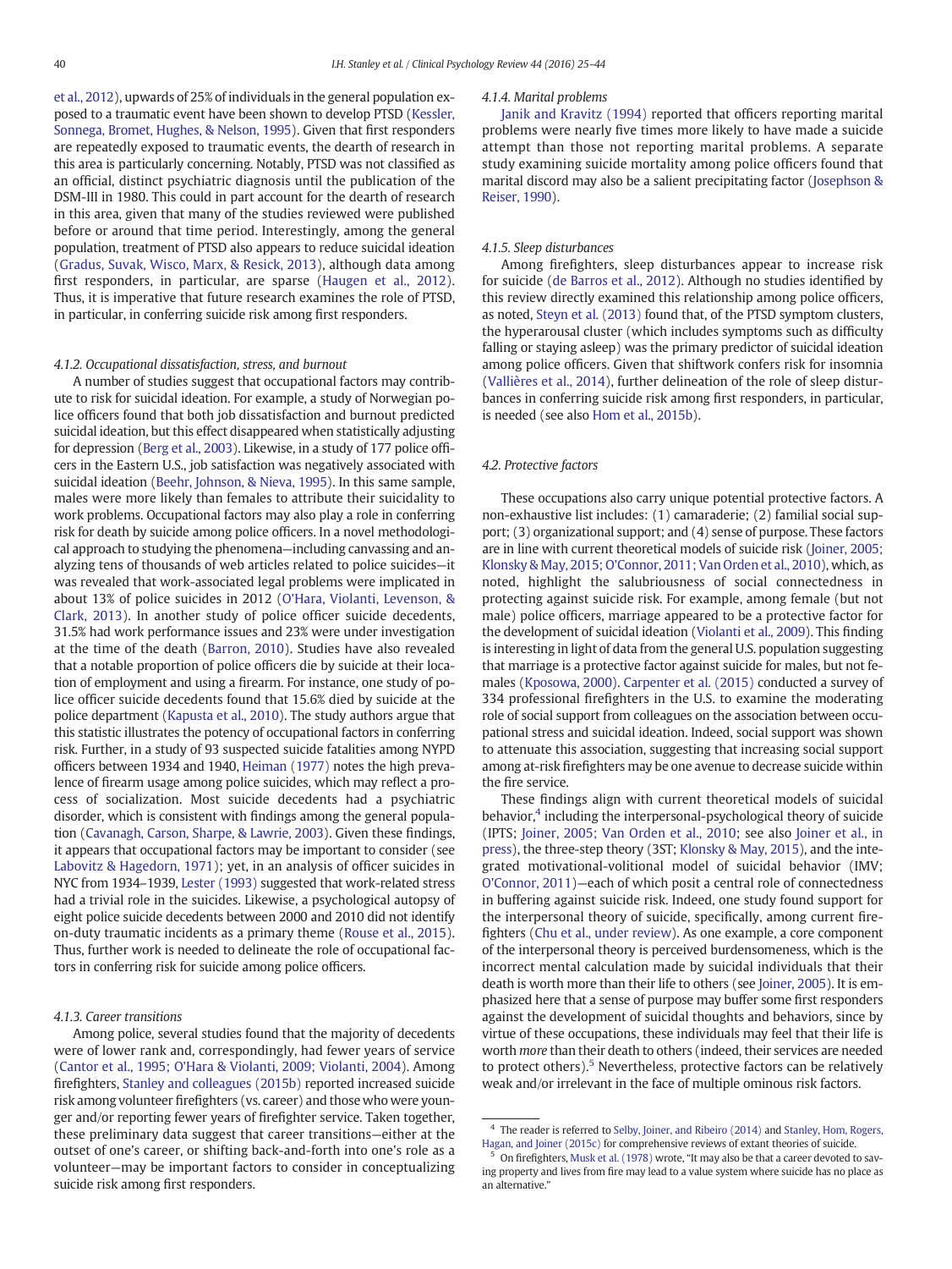et al., 2012), upwards of 25% of individuals in the general population exposed to a traumatic event have been shown to develop PTSD (Kessler, Sonnega, Bromet, Hughes, & Nelson, 1995). Given that first responders are repeatedly exposed to traumatic events, the dearth of research in this area is particularly concerning. Notably, PTSD was not classified as an official, distinct psychiatric diagnosis until the publication of the DSM-III in 1980. This could in part account for the dearth of research in this area, given that many of the studies reviewed were published before or around that time period. Interestingly, among the general population, treatment of PTSD also appears to reduce suicidal ideation (Gradus, Suvak, Wisco, Marx, & Resick, 2013), although data among first responders, in particular, are sparse (Haugen et al., 2012). Thus, it is imperative that future research examines the role of PTSD, in particular, in conferring suicide risk among first responders.

#### 4.1.2. Occupational dissatisfaction, stress, and burnout

A number of studies suggest that occupational factors may contribute to risk for suicidal ideation. For example, a study of Norwegian police officers found that both job dissatisfaction and burnout predicted suicidal ideation, but this effect disappeared when statistically adjusting for depression (Berg et al., 2003). Likewise, in a study of 177 police officers in the Eastern U.S., job satisfaction was negatively associated with suicidal ideation (Beehr, Johnson, & Nieva, 1995). In this same sample, males were more likely than females to attribute their suicidality to work problems. Occupational factors may also play a role in conferring risk for death by suicide among police officers. In a novel methodological approach to studying the phenomena—including canvassing and analyzing tens of thousands of web articles related to police suicides—it was revealed that work-associated legal problems were implicated in about 13% of police suicides in 2012 (O'Hara, Violanti, Levenson, & Clark, 2013). In another study of police officer suicide decedents, 31.5% had work performance issues and 23% were under investigation at the time of the death (Barron, 2010). Studies have also revealed that a notable proportion of police officers die by suicide at their location of employment and using a firearm. For instance, one study of police officer suicide decedents found that 15.6% died by suicide at the police department (Kapusta et al., 2010). The study authors argue that this statistic illustrates the potency of occupational factors in conferring risk. Further, in a study of 93 suspected suicide fatalities among NYPD officers between 1934 and 1940, Heiman (1977) notes the high prevalence of firearm usage among police suicides, which may reflect a process of socialization. Most suicide decedents had a psychiatric disorder, which is consistent with findings among the general population (Cavanagh, Carson, Sharpe, & Lawrie, 2003). Given these findings, it appears that occupational factors may be important to consider (see Labovitz & Hagedorn, 1971); yet, in an analysis of officer suicides in NYC from 1934–1939, Lester (1993) suggested that work-related stress had a trivial role in the suicides. Likewise, a psychological autopsy of eight police suicide decedents between 2000 and 2010 did not identify on-duty traumatic incidents as a primary theme (Rouse et al., 2015). Thus, further work is needed to delineate the role of occupational factors in conferring risk for suicide among police officers.

#### 4.1.3. Career transitions

Among police, several studies found that the majority of decedents were of lower rank and, correspondingly, had fewer years of service (Cantor et al., 1995; O'Hara & Violanti, 2009; Violanti, 2004). Among firefighters, Stanley and colleagues (2015b) reported increased suicide risk among volunteer firefighters (vs. career) and those who were younger and/or reporting fewer years of firefighter service. Taken together, these preliminary data suggest that career transitions—either at the outset of one's career, or shifting back-and-forth into one's role as a volunteer—may be important factors to consider in conceptualizing suicide risk among first responders.

#### 4.1.4. Marital problems

Janik and Kravitz (1994) reported that officers reporting marital problems were nearly five times more likely to have made a suicide attempt than those not reporting marital problems. A separate study examining suicide mortality among police officers found that marital discord may also be a salient precipitating factor (Josephson & Reiser, 1990).

#### 4.1.5. Sleep disturbances

Among firefighters, sleep disturbances appear to increase risk for suicide (de Barros et al., 2012). Although no studies identified by this review directly examined this relationship among police officers, as noted, Steyn et al. (2013) found that, of the PTSD symptom clusters, the hyperarousal cluster (which includes symptoms such as difficulty falling or staying asleep) was the primary predictor of suicidal ideation among police officers. Given that shiftwork confers risk for insomnia (Vallières et al., 2014), further delineation of the role of sleep disturbances in conferring suicide risk among first responders, in particular, is needed (see also Hom et al., 2015b).

### 4.2. Protective factors

These occupations also carry unique potential protective factors. A non-exhaustive list includes: (1) camaraderie; (2) familial social support; (3) organizational support; and (4) sense of purpose. These factors are in line with current theoretical models of suicide risk (Joiner, 2005; Klonsky & May, 2015; O'Connor, 2011; Van Orden et al., 2010), which, as noted, highlight the salubriousness of social connectedness in protecting against suicide risk. For example, among female (but not male) police officers, marriage appeared to be a protective factor for the development of suicidal ideation (Violanti et al., 2009). This finding is interesting in light of data from the general U.S. population suggesting that marriage is a protective factor against suicide for males, but not females (Kposowa, 2000). Carpenter et al. (2015) conducted a survey of 334 professional firefighters in the U.S. to examine the moderating role of social support from colleagues on the association between occupational stress and suicidal ideation. Indeed, social support was shown to attenuate this association, suggesting that increasing social support among at-risk firefighters may be one avenue to decrease suicide within the fire service.

These findings align with current theoretical models of suicidal behavior,[4] including the interpersonal-psychological theory of suicide (IPTS; Joiner, 2005; Van Orden et al., 2010; see also Joiner et al., in press), the three-step theory (3ST; Klonsky & May, 2015), and the integrated motivational-volitional model of suicidal behavior (IMV; O'Connor, 2011)—each of which posit a central role of connectedness in buffering against suicide risk. Indeed, one study found support for the interpersonal theory of suicide, specifically, among current firefighters (Chu et al., under review). As one example, a core component of the interpersonal theory is perceived burdensomeness, which is the incorrect mental calculation made by suicidal individuals that their death is worth more than their life to others (see Joiner, 2005). It is emphasized here that a sense of purpose may buffer some first responders against the development of suicidal thoughts and behaviors, since by virtue of these occupations, these individuals may feel that their life is worth *more* than their death to others (indeed, their services are needed to protect others).[5] Nevertheless, protective factors can be relatively weak and/or irrelevant in the face of multiple ominous risk factors.

[4] The reader is referred to Selby, Joiner, and Ribeiro (2014) and Stanley, Hom, Rogers, Hagan, and Joiner (2015c) for comprehensive reviews of extant theories of suicide.

[5] On firefighters, Musk et al. (1978) wrote, "It may also be that a career devoted to saving property and lives from fire may lead to a value system where suicide has no place as an alternative."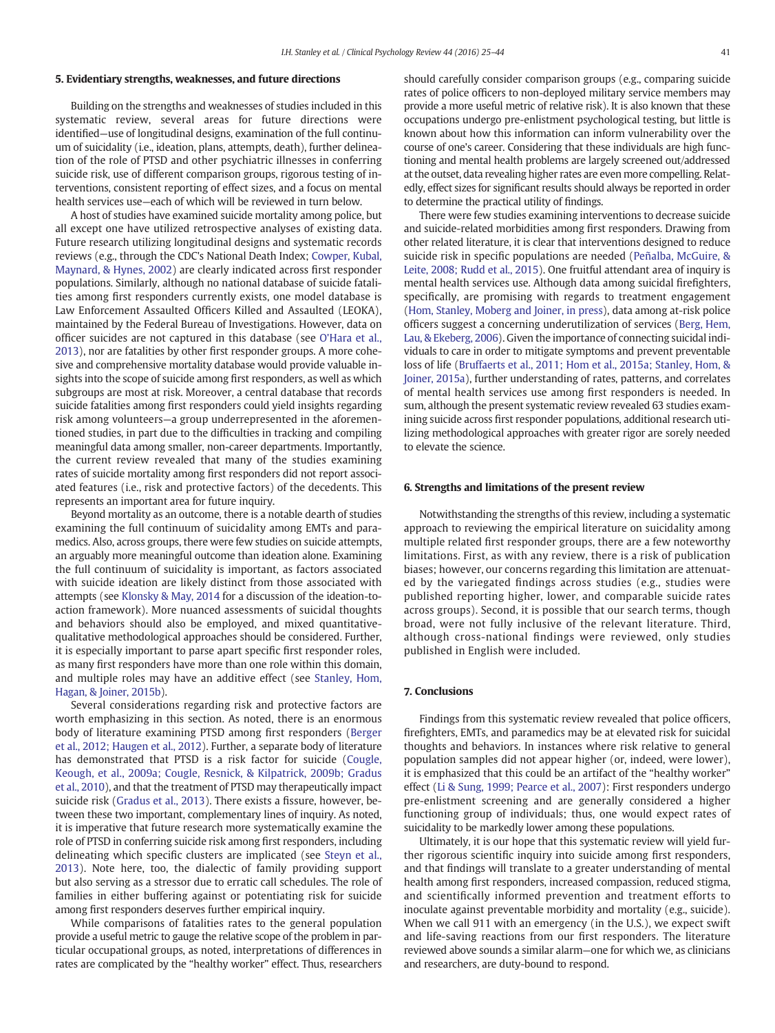## 5. Evidentiary strengths, weaknesses, and future directions

Building on the strengths and weaknesses of studies included in this systematic review, several areas for future directions were identified—use of longitudinal designs, examination of the full continuum of suicidality (i.e., ideation, plans, attempts, death), further delineation of the role of PTSD and other psychiatric illnesses in conferring suicide risk, use of different comparison groups, rigorous testing of interventions, consistent reporting of effect sizes, and a focus on mental health services use—each of which will be reviewed in turn below.

A host of studies have examined suicide mortality among police, but all except one have utilized retrospective analyses of existing data. Future research utilizing longitudinal designs and systematic records reviews (e.g., through the CDC's National Death Index; Cowper, Kubal, Maynard, & Hynes, 2002) are clearly indicated across first responder populations. Similarly, although no national database of suicide fatalities among first responders currently exists, one model database is Law Enforcement Assaulted Officers Killed and Assaulted (LEOKA), maintained by the Federal Bureau of Investigations. However, data on officer suicides are not captured in this database (see O'Hara et al., 2013), nor are fatalities by other first responder groups. A more cohesive and comprehensive mortality database would provide valuable insights into the scope of suicide among first responders, as well as which subgroups are most at risk. Moreover, a central database that records suicide fatalities among first responders could yield insights regarding risk among volunteers—a group underrepresented in the aforementioned studies, in part due to the difficulties in tracking and compiling meaningful data among smaller, non-career departments. Importantly, the current review revealed that many of the studies examining rates of suicide mortality among first responders did not report associated features (i.e., risk and protective factors) of the decedents. This represents an important area for future inquiry.

Beyond mortality as an outcome, there is a notable dearth of studies examining the full continuum of suicidality among EMTs and paramedics. Also, across groups, there were few studies on suicide attempts, an arguably more meaningful outcome than ideation alone. Examining the full continuum of suicidality is important, as factors associated with suicide ideation are likely distinct from those associated with attempts (see Klonsky & May, 2014 for a discussion of the ideation-to-action framework). More nuanced assessments of suicidal thoughts and behaviors should also be employed, and mixed quantitative-qualitative methodological approaches should be considered. Further, it is especially important to parse apart specific first responder roles, as many first responders have more than one role within this domain, and multiple roles may have an additive effect (see Stanley, Hom, Hagan, & Joiner, 2015b).

Several considerations regarding risk and protective factors are worth emphasizing in this section. As noted, there is an enormous body of literature examining PTSD among first responders (Berger et al., 2012; Haugen et al., 2012). Further, a separate body of literature has demonstrated that PTSD is a risk factor for suicide (Cougle, Keough, et al., 2009a; Cougle, Resnick, & Kilpatrick, 2009b; Gradus et al., 2010), and that the treatment of PTSD may therapeutically impact suicide risk (Gradus et al., 2013). There exists a fissure, however, between these two important, complementary lines of inquiry. As noted, it is imperative that future research more systematically examine the role of PTSD in conferring suicide risk among first responders, including delineating which specific clusters are implicated (see Steyn et al., 2013). Note here, too, the dialectic of family providing support but also serving as a stressor due to erratic call schedules. The role of families in either buffering against or potentiating risk for suicide among first responders deserves further empirical inquiry.

While comparisons of fatalities rates to the general population provide a useful metric to gauge the relative scope of the problem in particular occupational groups, as noted, interpretations of differences in rates are complicated by the "healthy worker" effect. Thus, researchers should carefully consider comparison groups (e.g., comparing suicide rates of police officers to non-deployed military service members may provide a more useful metric of relative risk). It is also known that these occupations undergo pre-enlistment psychological testing, but little is known about how this information can inform vulnerability over the course of one's career. Considering that these individuals are high functioning and mental health problems are largely screened out/addressed at the outset, data revealing higher rates are even more compelling. Relatedly, effect sizes for significant results should always be reported in order to determine the practical utility of findings.

There were few studies examining interventions to decrease suicide and suicide-related morbidities among first responders. Drawing from other related literature, it is clear that interventions designed to reduce suicide risk in specific populations are needed (Peñalba, McGuire, & Leite, 2008; Rudd et al., 2015). One fruitful attendant area of inquiry is mental health services use. Although data among suicidal firefighters, specifically, are promising with regards to treatment engagement (Hom, Stanley, Moberg and Joiner, in press), data among at-risk police officers suggest a concerning underutilization of services (Berg, Hem, Lau, & Ekeberg, 2006). Given the importance of connecting suicidal individuals to care in order to mitigate symptoms and prevent preventable loss of life (Bruffaerts et al., 2011; Hom et al., 2015a; Stanley, Hom, & Joiner, 2015a), further understanding of rates, patterns, and correlates of mental health services use among first responders is needed. In sum, although the present systematic review revealed 63 studies examining suicide across first responder populations, additional research utilizing methodological approaches with greater rigor are sorely needed to elevate the science.

## 6. Strengths and limitations of the present review

Notwithstanding the strengths of this review, including a systematic approach to reviewing the empirical literature on suicidality among multiple related first responder groups, there are a few noteworthy limitations. First, as with any review, there is a risk of publication biases; however, our concerns regarding this limitation are attenuated by the variegated findings across studies (e.g., studies were published reporting higher, lower, and comparable suicide rates across groups). Second, it is possible that our search terms, though broad, were not fully inclusive of the relevant literature. Third, although cross-national findings were reviewed, only studies published in English were included.

## 7. Conclusions

Findings from this systematic review revealed that police officers, firefighters, EMTs, and paramedics may be at elevated risk for suicidal thoughts and behaviors. In instances where risk relative to general population samples did not appear higher (or, indeed, were lower), it is emphasized that this could be an artifact of the "healthy worker" effect (Li & Sung, 1999; Pearce et al., 2007): First responders undergo pre-enlistment screening and are generally considered a higher functioning group of individuals; thus, one would expect rates of suicidality to be markedly lower among these populations.

Ultimately, it is our hope that this systematic review will yield further rigorous scientific inquiry into suicide among first responders, and that findings will translate to a greater understanding of mental health among first responders, increased compassion, reduced stigma, and scientifically informed prevention and treatment efforts to inoculate against preventable morbidity and mortality (e.g., suicide). When we call 911 with an emergency (in the U.S.), we expect swift and life-saving reactions from our first responders. The literature reviewed above sounds a similar alarm—one for which we, as clinicians and researchers, are duty-bound to respond.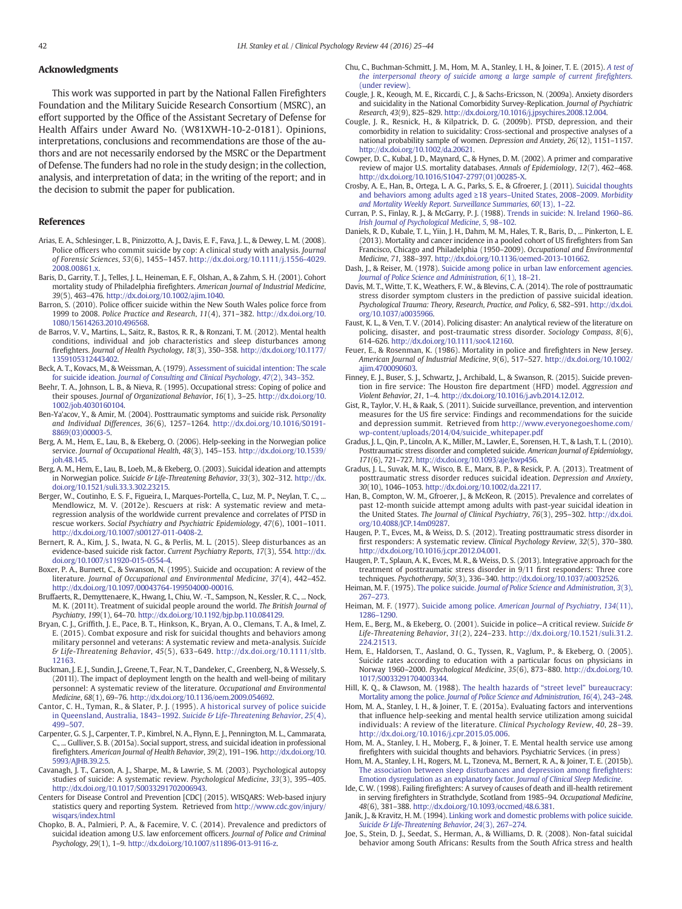## Acknowledgments

This work was supported in part by the National Fallen Firefighters Foundation and the Military Suicide Research Consortium (MSRC), an effort supported by the Office of the Assistant Secretary of Defense for Health Affairs under Award No. (W81XWH-10-2-0181). Opinions, interpretations, conclusions and recommendations are those of the authors and are not necessarily endorsed by the MSRC or the Department of Defense. The funders had no role in the study design; in the collection, analysis, and interpretation of data; in the writing of the report; and in the decision to submit the paper for publication.

## References

Arias, E. A., Schlesinger, L. B., Pinizzotto, A. J., Davis, E. F., Fava, J. L., & Dewey, L. M. (2008). Police officers who commit suicide by cop: A clinical study with analysis. *Journal of Forensic Sciences*, *53*(6), 1455–1457. http://dx.doi.org/10.1111/j.1556-4029.2008.00861.x.

Baris, D., Garrity, T. J., Telles, J. L., Heineman, E. F., Olshan, A., & Zahm, S. H. (2001). Cohort mortality study of Philadelphia firefighters. *American Journal of Industrial Medicine*, *39*(5), 463–476. http://dx.doi.org/10.1002/ajim.1040.

Barron, S. (2010). Police officer suicide within the New South Wales police force from 1999 to 2008. *Police Practice and Research*, *11*(4), 371–382. http://dx.doi.org/10.1080/15614263.2010.496568.

de Barros, V. V., Martins, L., Saitz, R., Bastos, R. R., & Ronzani, T. M. (2012). Mental health conditions, individual and job characteristics and sleep disturbances among firefighters. *Journal of Health Psychology*, *18*(3), 350–358. http://dx.doi.org/10.1177/1359105312443402.

Beck, A. T., Kovacs, M., & Weissman, A. (1979). Assessment of suicidal intention: The scale for suicide ideation. *Journal of Consulting and Clinical Psychology*, *47*(2), 343–352.

Beehr, T. A., Johnson, L. B., & Nieva, R. (1995). Occupational stress: Coping of police and their spouses. *Journal of Organizational Behavior*, *16*(1), 3–25. http://dx.doi.org/10.1002/job.4030160104.

Ben-Ya'acov, Y., & Amir, M. (2004). Posttraumatic symptoms and suicide risk. *Personality and Individual Differences*, *36*(6), 1257–1264. http://dx.doi.org/10.1016/S0191-8869(03)00003-5.

Berg, A. M., Hem, E., Lau, B., & Ekeberg, O. (2006). Help-seeking in the Norwegian police service. *Journal of Occupational Health*, *48*(3), 145–153. http://dx.doi.org/10.1539/joh.48.145.

Berg, A. M., Hem, E., Lau, B., Loeb, M., & Ekeberg, O. (2003). Suicidal ideation and attempts in Norwegian police. *Suicide & Life-Threatening Behavior*, *33*(3), 302–312. http://dx.doi.org/10.1521/suli.33.3.302.23215.

Berger, W., Coutinho, E. S. F., Figueira, I., Marques-Portella, C., Luz, M. P., Neylan, T. C., ... Mendlowicz, M. V. (2012e). Rescuers at risk: A systematic review and meta-regression analysis of the worldwide current prevalence and correlates of PTSD in rescue workers. *Social Psychiatry and Psychiatric Epidemiology*, *47*(6), 1001–1011. http://dx.doi.org/10.1007/s00127-011-0408-2.

Bernert, R. A., Kim, J. S., Iwata, N. G., & Perlis, M. L. (2015). Sleep disturbances as an evidence-based suicide risk factor. *Current Psychiatry Reports*, *17*(3), 554. http://dx.doi.org/10.1007/s11920-015-0554-4.

Boxer, P. A., Burnett, C., & Swanson, N. (1995). Suicide and occupation: A review of the literature. *Journal of Occupational and Environmental Medicine*, *37*(4), 442–452. http://dx.doi.org/10.1097/00043764-199504000-00016.

Bruffaerts, R., Demyttenaere, K., Hwang, I., Chiu, W. -T., Sampson, N., Kessler, R. C., ... Nock, M. K. (2011t). Treatment of suicidal people around the world. *The British Journal of Psychiatry*, *199*(1), 64–70. http://dx.doi.org/10.1192/bjp.bp.110.084129.

Bryan, C. J., Griffith, J. E., Pace, B. T., Hinkson, K., Bryan, A. O., Clemans, T. A., & Imel, Z. E. (2015). Combat exposure and risk for suicidal thoughts and behaviors among military personnel and veterans: A systematic review and meta-analysis. *Suicide & Life-Threatening Behavior*, *45*(5), 633–649. http://dx.doi.org/10.1111/sltb.12163.

Buckman, J. E. J., Sundin, J., Greene, T., Fear, N. T., Dandeker, C., Greenberg, N., & Wessely, S. (2011l). The impact of deployment length on the health and well-being of military personnel: A systematic review of the literature. *Occupational and Environmental Medicine*, *68*(1), 69–76. http://dx.doi.org/10.1136/oem.2009.054692.

Cantor, C. H., Tyman, R., & Slater, P. J. (1995). A historical survey of police suicide in Queensland, Australia, 1843–1992. *Suicide & Life-Threatening Behavior*, *25*(4), 499–507.

Carpenter, G. S. J., Carpenter, T. P., Kimbrel, N. A., Flynn, E. J., Pennington, M. L., Cammarata, C., ... Gulliver, S. B. (2015a). Social support, stress, and suicidal ideation in professional firefighters. *American Journal of Health Behavior*, *39*(2), 191–196. http://dx.doi.org/10.5993/AJHB.39.2.5.

Cavanagh, J. T., Carson, A. J., Sharpe, M., & Lawrie, S. M. (2003). Psychological autopsy studies of suicide: A systematic review. *Psychological Medicine*, *33*(3), 395–405. http://dx.doi.org/10.1017/S0033291702006943.

Centers for Disease Control and Prevention [CDC] (2015). WISQARS: Web-based injury statistics query and reporting System. Retrieved from http://www.cdc.gov/injury/wisqars/index.html

Chopko, B. A., Palmieri, P. A., & Facemire, V. C. (2014). Prevalence and predictors of suicidal ideation among U.S. law enforcement officers. *Journal of Police and Criminal Psychology*, *29*(1), 1–9. http://dx.doi.org/10.1007/s11896-013-9116-z.

Chu, C., Buchman-Schmitt, J. M., Hom, M. A., Stanley, I. H., & Joiner, T. E. (2015). A test of the interpersonal theory of suicide among a large sample of current firefighters. (under review).

Cougle, J. R., Keough, M. E., Riccardi, C. J., & Sachs-Ericsson, N. (2009a). Anxiety disorders and suicidality in the National Comorbidity Survey-Replication. *Journal of Psychiatric Research*, *43*(9), 825–829. http://dx.doi.org/10.1016/j.jpsychires.2008.12.004.

Cougle, J. R., Resnick, H., & Kilpatrick, D. G. (2009b). PTSD, depression, and their comorbidity in relation to suicidality: Cross-sectional and prospective analyses of a national probability sample of women. *Depression and Anxiety*, *26*(12), 1151–1157. http://dx.doi.org/10.1002/da.20621.

Cowper, D. C., Kubal, J. D., Maynard, C., & Hynes, D. M. (2002). A primer and comparative review of major U.S. mortality databases. *Annals of Epidemiology*, *12*(7), 462–468. http://dx.doi.org/10.1016/S1047-2797(01)00285-X.

Crosby, A. E., Han, B., Ortega, L. A. G., Parks, S. E., & Gfroerer, J. (2011). Suicidal thoughts and behaviors among adults aged ≥18 years–United States, 2008–2009. *Morbidity and Mortality Weekly Report. Surveillance Summaries*, *60*(13), 1–22.

Curran, P. S., Finlay, R. J., & McGarry, P. J. (1988). Trends in suicide: N. Ireland 1960–86. *Irish Journal of Psychological Medicine*, *5*, 98–102.

Daniels, R. D., Kubale, T. L., Yiin, J. H., Dahm, M. M., Hales, T. R., Baris, D., ... Pinkerton, L. E. (2013). Mortality and cancer incidence in a pooled cohort of US firefighters from San Francisco, Chicago and Philadelphia (1950–2009). *Occupational and Environmental Medicine*, *71*, 388–397. http://dx.doi.org/10.1136/oemed-2013-101662.

Dash, J., & Reiser, M. (1978). Suicide among police in urban law enforcement agencies. *Journal of Police Science and Administration*, *6*(1), 18–21.

Davis, M. T., Witte, T. K., Weathers, F. W., & Blevins, C. A. (2014). The role of posttraumatic stress disorder symptom clusters in the prediction of passive suicidal ideation. *Psychological Trauma: Theory, Research, Practice, and Policy*, *6*, S82–S91. http://dx.doi.org/10.1037/a0035966.

Faust, K. L., & Ven, T. V. (2014). Policing disaster: An analytical review of the literature on policing, disaster, and post-traumatic stress disorder. *Sociology Compass*, *8*(6), 614–626. http://dx.doi.org/10.1111/soc4.12160.

Feuer, E., & Rosenman, K. (1986). Mortality in police and firefighters in New Jersey. *American Journal of Industrial Medicine*, *9*(6), 517–527. http://dx.doi.org/10.1002/ajim.4700090603.

Finney, E. J., Buser, S. J., Schwartz, J., Archibald, L., & Swanson, R. (2015). Suicide prevention in fire service: The Houston fire department (HFD) model. *Aggression and Violent Behavior*, *21*, 1–4. http://dx.doi.org/10.1016/j.avb.2014.12.012.

Gist, R., Taylor, V. H., & Raak, S. (2011). Suicide surveillance, prevention, and intervention measures for the US fire service: Findings and recommendations for the suicide and depression summit. Retrieved from http://www.everyonegoeshome.com/wp-content/uploads/2014/04/suicide_whitepaper.pdf

Gradus, J. L., Qin, P., Lincoln, A. K., Miller, M., Lawler, E., Sorensen, H. T., & Lash, T. L. (2010). Posttraumatic stress disorder and completed suicide. *American Journal of Epidemiology*, *171*(6), 721–727. http://dx.doi.org/10.1093/aje/kwp456.

Gradus, J. L., Suvak, M. K., Wisco, B. E., Marx, B. P., & Resick, P. A. (2013). Treatment of posttraumatic stress disorder reduces suicidal ideation. *Depression and Anxiety*, *30*(10), 1046–1053. http://dx.doi.org/10.1002/da.22117.

Han, B., Compton, W. M., Gfroerer, J., & McKeon, R. (2015). Prevalence and correlates of past 12-month suicide attempt among adults with past-year suicidal ideation in the United States. *The Journal of Clinical Psychiatry*, *76*(3), 295–302. http://dx.doi.org/10.4088/JCP.14m09287.

Haugen, P. T., Evces, M., & Weiss, D. S. (2012). Treating posttraumatic stress disorder in first responders: A systematic review. *Clinical Psychology Review*, *32*(5), 370–380. http://dx.doi.org/10.1016/j.cpr.2012.04.001.

Haugen, P. T., Splaun, A. K., Evces, M. R., & Weiss, D. S. (2013). Integrative approach for the treatment of posttraumatic stress disorder in 9/11 first responders: Three core techniques. *Psychotherapy*, *50*(3), 336–340. http://dx.doi.org/10.1037/a0032526.

Heiman, M. F. (1975). The police suicide. *Journal of Police Science and Administration*, *3*(3), 267–273.

Heiman, M. F. (1977). Suicide among police. *American Journal of Psychiatry*, *134*(11), 1286–1290.

Hem, E., Berg, A. M., & Ekeberg, O. (2001). Suicide in police—A critical review. *Suicide & Life-Threatening Behavior*, *31*(2), 224–233. http://dx.doi.org/10.1521/suli.31.2.224.21513.

Hem, E., Haldorsen, T., Aasland, O. G., Tyssen, R., Vaglum, P., & Ekeberg, O. (2005). Suicide rates according to education with a particular focus on physicians in Norway 1960–2000. *Psychological Medicine*, *35*(6), 873–880. http://dx.doi.org/10.1017/S0033291704003344.

Hill, K. Q., & Clawson, M. (1988). The health hazards of "street level" bureaucracy: Mortality among the police. *Journal of Police Science and Administration*, *16*(4), 243–248.

Hom, M. A., Stanley, I. H., & Joiner, T. E. (2015a). Evaluating factors and interventions that influence help-seeking and mental health service utilization among suicidal individuals: A review of the literature. *Clinical Psychology Review*, *40*, 28–39. http://dx.doi.org/10.1016/j.cpr.2015.05.006.

Hom, M. A., Stanley, I. H., Moberg, F., & Joiner, T. E. Mental health service use among firefighters with suicidal thoughts and behaviors. Psychiatric Services. (in press)

Hom, M. A., Stanley, I. H., Rogers, M. L., Tzoneva, M., Bernert, R. A., & Joiner, T. E. (2015b). The association between sleep disturbances and depression among firefighters: Emotion dysregulation as an explanatory factor. *Journal of Clinical Sleep Medicine*.

Ide, C. W. (1998). Failing firefighters: A survey of causes of death and ill-health retirement in serving firefighters in Strathclyde, Scotland from 1985–94. *Occupational Medicine*, *48*(6), 381–388. http://dx.doi.org/10.1093/occmed/48.6.381.

Janik, J., & Kravitz, H. M. (1994). Linking work and domestic problems with police suicide. *Suicide & Life-Threatening Behavior*, *24*(3), 267–274.

Joe, S., Stein, D. J., Seedat, S., Herman, A., & Williams, D. R. (2008). Non-fatal suicidal behavior among South Africans: Results from the South Africa stress and health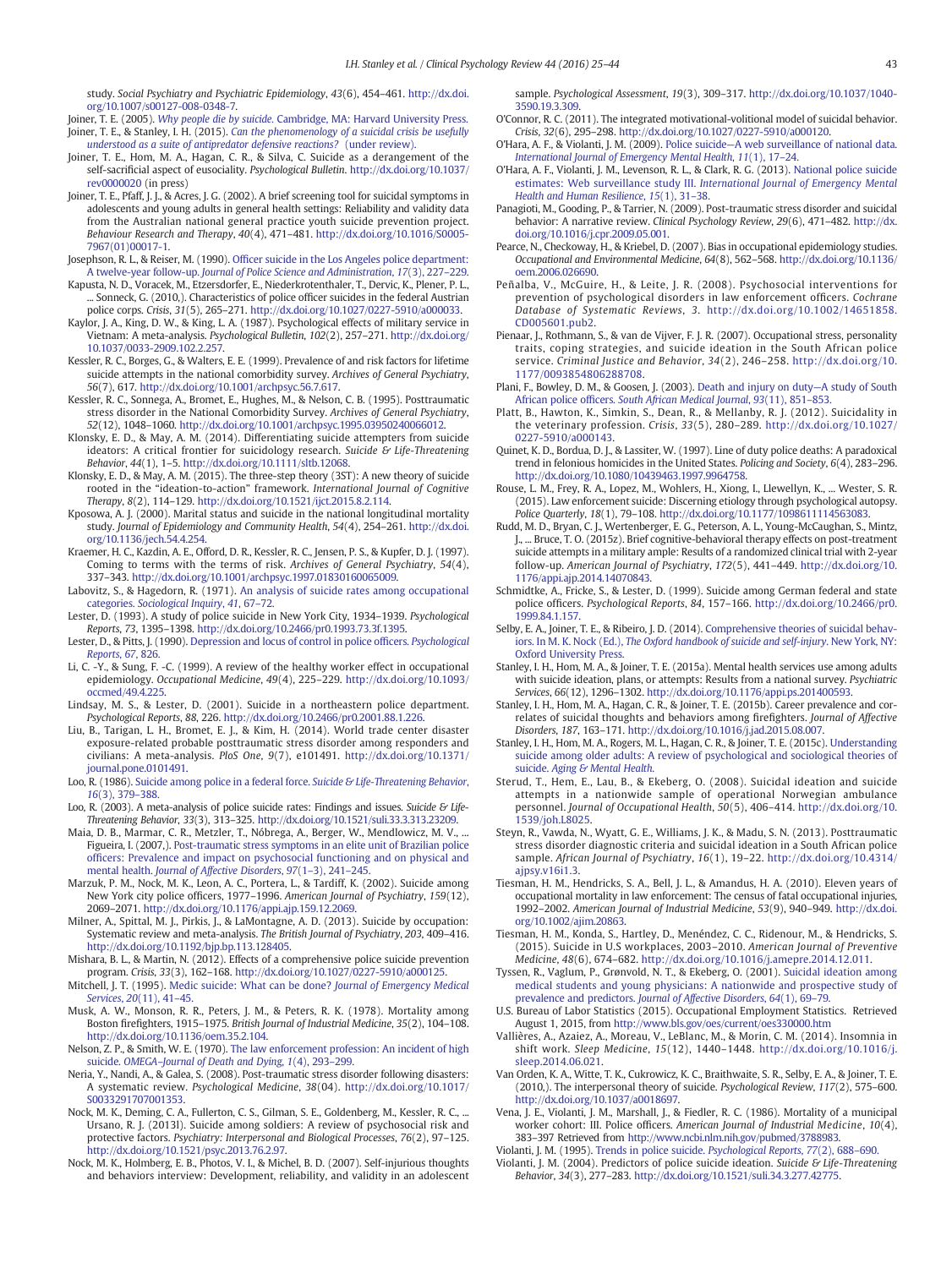study. *Social Psychiatry and Psychiatric Epidemiology*, *43*(6), 454–461. http://dx.doi.org/10.1007/s00127-008-0348-7.

Joiner, T. E. (2005). *Why people die by suicide*. Cambridge, MA: Harvard University Press.

Joiner, T. E., & Stanley, I. H. (2015). *Can the phenomenology of a suicidal crisis be usefully understood as a suite of antipredator defensive reactions?* (under review).

Joiner, T. E., Hom, M. A., Hagan, C. R., & Silva, C. Suicide as a derangement of the self-sacrificial aspect of eusociality. *Psychological Bulletin*. http://dx.doi.org/10.1037/rev0000020 (in press)

Joiner, T. E., Pfaff, J. J., & Acres, J. G. (2002). A brief screening tool for suicidal symptoms in adolescents and young adults in general health settings: Reliability and validity data from the Australian national general practice youth suicide prevention project. *Behaviour Research and Therapy*, *40*(4), 471–481. http://dx.doi.org/10.1016/S0005-7967(01)00017-1.

Josephson, R. L., & Reiser, M. (1990). Officer suicide in the Los Angeles police department: A twelve-year follow-up. *Journal of Police Science and Administration*, *17*(3), 227–229.

Kapusta, N. D., Voracek, M., Etzersdorfer, E., Niederkrotenthaler, T., Dervic, K., Plener, P. L., ... Sonneck, G. (2010,). Characteristics of police officer suicides in the federal Austrian police corps. *Crisis*, *31*(5), 265–271. http://dx.doi.org/10.1027/0227-5910/a000033.

Kaylor, J. A., King, D. W., & King, L. A. (1987). Psychological effects of military service in Vietnam: A meta-analysis. *Psychological Bulletin*, *102*(2), 257–271. http://dx.doi.org/10.1037/0033-2909.102.2.257.

Kessler, R. C., Borges, G., & Walters, E. E. (1999). Prevalence of and risk factors for lifetime suicide attempts in the national comorbidity survey. *Archives of General Psychiatry*, *56*(7), 617. http://dx.doi.org/10.1001/archpsyc.56.7.617.

Kessler, R. C., Sonnega, A., Bromet, E., Hughes, M., & Nelson, C. B. (1995). Posttraumatic stress disorder in the National Comorbidity Survey. *Archives of General Psychiatry*, *52*(12), 1048–1060. http://dx.doi.org/10.1001/archpsyc.1995.03950240066012.

Klonsky, E. D., & May, A. M. (2014). Differentiating suicide attempters from suicide ideators: A critical frontier for suicidology research. *Suicide & Life-Threatening Behavior*, *44*(1), 1–5. http://dx.doi.org/10.1111/sltb.12068.

Klonsky, E. D., & May, A. M. (2015). The three-step theory (3ST): A new theory of suicide rooted in the "ideation-to-action" framework. *International Journal of Cognitive Therapy*, *8*(2), 114–129. http://dx.doi.org/10.1521/ijct.2015.8.2.114.

Kposowa, A. J. (2000). Marital status and suicide in the national longitudinal mortality study. *Journal of Epidemiology and Community Health*, *54*(4), 254–261. http://dx.doi.org/10.1136/jech.54.4.254.

Kraemer, H. C., Kazdin, A. E., Offord, D. R., Kessler, R. C., Jensen, P. S., & Kupfer, D. J. (1997). Coming to terms with the terms of risk. *Archives of General Psychiatry*, *54*(4), 337–343. http://dx.doi.org/10.1001/archpsyc.1997.01830160065009.

Labovitz, S., & Hagedorn, R. (1971). An analysis of suicide rates among occupational categories. *Sociological Inquiry*, *41*, 67–72.

Lester, D. (1993). A study of police suicide in New York City, 1934–1939. *Psychological Reports*, *73*, 1395–1398. http://dx.doi.org/10.2466/pr0.1993.73.3f.1395.

Lester, D., & Pitts, J. (1990). Depression and locus of control in police officers. *Psychological Reports*, *67*, 826.

Li, C. -Y., & Sung, F. -C. (1999). A review of the healthy worker effect in occupational epidemiology. *Occupational Medicine*, *49*(4), 225–229. http://dx.doi.org/10.1093/occmed/49.4.225.

Lindsay, M. S., & Lester, D. (2001). Suicide in a northeastern police department. *Psychological Reports*, *88*, 226. http://dx.doi.org/10.2466/pr0.2001.88.1.226.

Liu, B., Tarigan, L. H., Bromet, E. J., & Kim, H. (2014). World trade center disaster exposure-related probable posttraumatic stress disorder among responders and civilians: A meta-analysis. *PloS One*, *9*(7), e101491. http://dx.doi.org/10.1371/journal.pone.0101491.

Loo, R. (1986). Suicide among police in a federal force. *Suicide & Life-Threatening Behavior*, *16*(3), 379–388.

Loo, R. (2003). A meta-analysis of police suicide rates: Findings and issues. *Suicide & Life-Threatening Behavior*, *33*(3), 313–325. http://dx.doi.org/10.1521/suli.33.3.313.23209.

Maia, D. B., Marmar, C. R., Metzler, T., Nóbrega, A., Berger, W., Mendlowicz, M. V., ... Figueira, I. (2007,). Post-traumatic stress symptoms in an elite unit of Brazilian police officers: Prevalence and impact on psychosocial functioning and on physical and mental health. *Journal of Affective Disorders*, *97*(1–3), 241–245.

Marzuk, P. M., Nock, M. K., Leon, A. C., Portera, L., & Tardiff, K. (2002). Suicide among New York city police officers, 1977–1996. *American Journal of Psychiatry*, *159*(12), 2069–2071. http://dx.doi.org/10.1176/appi.ajp.159.12.2069.

Milner, A., Spittal, M. J., Pirkis, J., & LaMontagne, A. D. (2013). Suicide by occupation: Systematic review and meta-analysis. *The British Journal of Psychiatry*, *203*, 409–416. http://dx.doi.org/10.1192/bjp.bp.113.128405.

Mishara, B. L., & Martin, N. (2012). Effects of a comprehensive police suicide prevention program. *Crisis*, *33*(3), 162–168. http://dx.doi.org/10.1027/0227-5910/a000125.

Mitchell, J. T. (1995). Medic suicide: What can be done? *Journal of Emergency Medical Services*, *20*(11), 41–45.

Musk, A. W., Monson, R. R., Peters, J. M., & Peters, R. K. (1978). Mortality among Boston firefighters, 1915–1975. *British Journal of Industrial Medicine*, *35*(2), 104–108. http://dx.doi.org/10.1136/oem.35.2.104.

Nelson, Z. P., & Smith, W. E. (1970). The law enforcement profession: An incident of high suicide. *OMEGA—Journal of Death and Dying*, *1*(4), 293–299.

Neria, Y., Nandi, A., & Galea, S. (2008). Post-traumatic stress disorder following disasters: A systematic review. *Psychological Medicine*, *38*(04). http://dx.doi.org/10.1017/S0033291707001353.

Nock, M. K., Deming, C. A., Fullerton, C. S., Gilman, S. E., Goldenberg, M., Kessler, R. C., ... Ursano, R. J. (2013l). Suicide among soldiers: A review of psychosocial risk and protective factors. *Psychiatry: Interpersonal and Biological Processes*, *76*(2), 97–125. http://dx.doi.org/10.1521/psyc.2013.76.2.97.

Nock, M. K., Holmberg, E. B., Photos, V. I., & Michel, B. D. (2007). Self-injurious thoughts and behaviors interview: Development, reliability, and validity in an adolescent sample. *Psychological Assessment*, *19*(3), 309–317. http://dx.doi.org/10.1037/1040-3590.19.3.309.

O'Connor, R. C. (2011). The integrated motivational-volitional model of suicidal behavior. *Crisis*, *32*(6), 295–298. http://dx.doi.org/10.1027/0227-5910/a000120.

O'Hara, A. F., & Violanti, J. M. (2009). Police suicide—A web surveillance of national data. *International Journal of Emergency Mental Health*, *11*(1), 17–24.

O'Hara, A. F., Violanti, J. M., Levenson, R. L., & Clark, R. G. (2013). National police suicide estimates: Web surveillance study III. *International Journal of Emergency Mental Health and Human Resilience*, *15*(1), 31–38.

Panagioti, M., Gooding, P., & Tarrier, N. (2009). Post-traumatic stress disorder and suicidal behavior: A narrative review. *Clinical Psychology Review*, *29*(6), 471–482. http://dx.doi.org/10.1016/j.cpr.2009.05.001.

Pearce, N., Checkoway, H., & Kriebel, D. (2007). Bias in occupational epidemiology studies. *Occupational and Environmental Medicine*, *64*(8), 562–568. http://dx.doi.org/10.1136/oem.2006.026690.

Peñalba, V., McGuire, H., & Leite, J. R. (2008). Psychosocial interventions for prevention of psychological disorders in law enforcement officers. *Cochrane Database of Systematic Reviews*, *3*. http://dx.doi.org/10.1002/14651858.CD005601.pub2.

Pienaar, J., Rothmann, S., & van de Vijver, F. J. R. (2007). Occupational stress, personality traits, coping strategies, and suicide ideation in the South African police service. *Criminal Justice and Behavior*, *34*(2), 246–258. http://dx.doi.org/10.1177/0093854806288708.

Plani, F., Bowley, D. M., & Goosen, J. (2003). Death and injury on duty—A study of South African police officers. *South African Medical Journal*, *93*(11), 851–853.

Platt, B., Hawton, K., Simkin, S., Dean, R., & Mellanby, R. J. (2012). Suicidality in the veterinary profession. *Crisis*, *33*(5), 280–289. http://dx.doi.org/10.1027/0227-5910/a000143.

Quinet, K. D., Bordua, D. J., & Lassiter, W. (1997). Line of duty police deaths: A paradoxical trend in felonious homicides in the United States. *Policing and Society*, *6*(4), 283–296. http://dx.doi.org/10.1080/10439463.1997.9964758.

Rouse, L. M., Frey, R. A., Lopez, M., Wohlers, H., Xiong, I., Llewellyn, K., ... Wester, S. R. (2015). Law enforcement suicide: Discerning etiology through psychological autopsy. *Police Quarterly*, *18*(1), 79–108. http://dx.doi.org/10.1177/1098611114563083.

Rudd, M. D., Bryan, C. J., Wertenberger, E. G., Peterson, A. L., Young-McCaughan, S., Mintz, J., ... Bruce, T. O. (2015z). Brief cognitive-behavioral therapy effects on post-treatment suicide attempts in a military ample: Results of a randomized clinical trial with 2-year follow-up. *American Journal of Psychiatry*, *172*(5), 441–449. http://dx.doi.org/10.1176/appi.ajp.2014.14070843.

Schmidtke, A., Fricke, S., & Lester, D. (1999). Suicide among German federal and state police officers. *Psychological Reports*, *84*, 157–166. http://dx.doi.org/10.2466/pr0.1999.84.1.157.

Selby, E. A., Joiner, T. E., & Ribeiro, J. D. (2014). Comprehensive theories of suicidal behaviors. In M. K. Nock (Ed.), *The Oxford handbook of suicide and self-injury*. New York, NY: Oxford University Press.

Stanley, I. H., Hom, M. A., & Joiner, T. E. (2015a). Mental health services use among adults with suicide ideation, plans, or attempts: Results from a national survey. *Psychiatric Services*, *66*(12), 1296–1302. http://dx.doi.org/10.1176/appi.ps.201400593.

Stanley, I. H., Hom, M. A., Hagan, C. R., & Joiner, T. E. (2015b). Career prevalence and correlates of suicidal thoughts and behaviors among firefighters. *Journal of Affective Disorders*, *187*, 163–171. http://dx.doi.org/10.1016/j.jad.2015.08.007.

Stanley, I. H., Hom, M. A., Rogers, M. L., Hagan, C. R., & Joiner, T. E. (2015c). Understanding suicide among older adults: A review of psychological and sociological theories of suicide. *Aging & Mental Health*.

Sterud, T., Hem, E., Lau, B., & Ekeberg, O. (2008). Suicidal ideation and suicide attempts in a nationwide sample of operational Norwegian ambulance personnel. *Journal of Occupational Health*, *50*(5), 406–414. http://dx.doi.org/10.1539/joh.L8025.

Steyn, R., Vawda, N., Wyatt, G. E., Williams, J. K., & Madu, S. N. (2013). Posttraumatic stress disorder diagnostic criteria and suicidal ideation in a South African police sample. *African Journal of Psychiatry*, *16*(1), 19–22. http://dx.doi.org/10.4314/ajpsy.v16i1.3.

Tiesman, H. M., Hendricks, S. A., Bell, J. L., & Amandus, H. A. (2010). Eleven years of occupational mortality in law enforcement: The census of fatal occupational injuries, 1992–2002. *American Journal of Industrial Medicine*, *53*(9), 940–949. http://dx.doi.org/10.1002/ajim.20863.

Tiesman, H. M., Konda, S., Hartley, D., Menéndez, C. C., Ridenour, M., & Hendricks, S. (2015). Suicide in U.S workplaces, 2003–2010. *American Journal of Preventive Medicine*, *48*(6), 674–682. http://dx.doi.org/10.1016/j.amepre.2014.12.011.

Tyssen, R., Vaglum, P., Grønvold, N. T., & Ekeberg, O. (2001). Suicidal ideation among medical students and young physicians: A nationwide and prospective study of prevalence and predictors. *Journal of Affective Disorders*, *64*(1), 69–79.

U.S. Bureau of Labor Statistics (2015). Occupational Employment Statistics. Retrieved August 1, 2015, from http://www.bls.gov/oes/current/oes330000.htm

Vallières, A., Azaiez, A., Moreau, V., LeBlanc, M., & Morin, C. M. (2014). Insomnia in shift work. *Sleep Medicine*, *15*(12), 1440–1448. http://dx.doi.org/10.1016/j.sleep.2014.06.021.

Van Orden, K. A., Witte, T. K., Cukrowicz, K. C., Braithwaite, S. R., Selby, E. A., & Joiner, T. E. (2010,). The interpersonal theory of suicide. *Psychological Review*, *117*(2), 575–600. http://dx.doi.org/10.1037/a0018697.

Vena, J. E., Violanti, J. M., Marshall, J., & Fiedler, R. C. (1986). Mortality of a municipal worker cohort: III. Police officers. *American Journal of Industrial Medicine*, *10*(4), 383–397 Retrieved from http://www.ncbi.nlm.nih.gov/pubmed/3788983.

Violanti, J. M. (1995). Trends in police suicide. *Psychological Reports*, *77*(2), 688–690.

Violanti, J. M. (2004). Predictors of police suicide ideation. *Suicide & Life-Threatening Behavior*, *34*(3), 277–283. http://dx.doi.org/10.1521/suli.34.3.277.42775.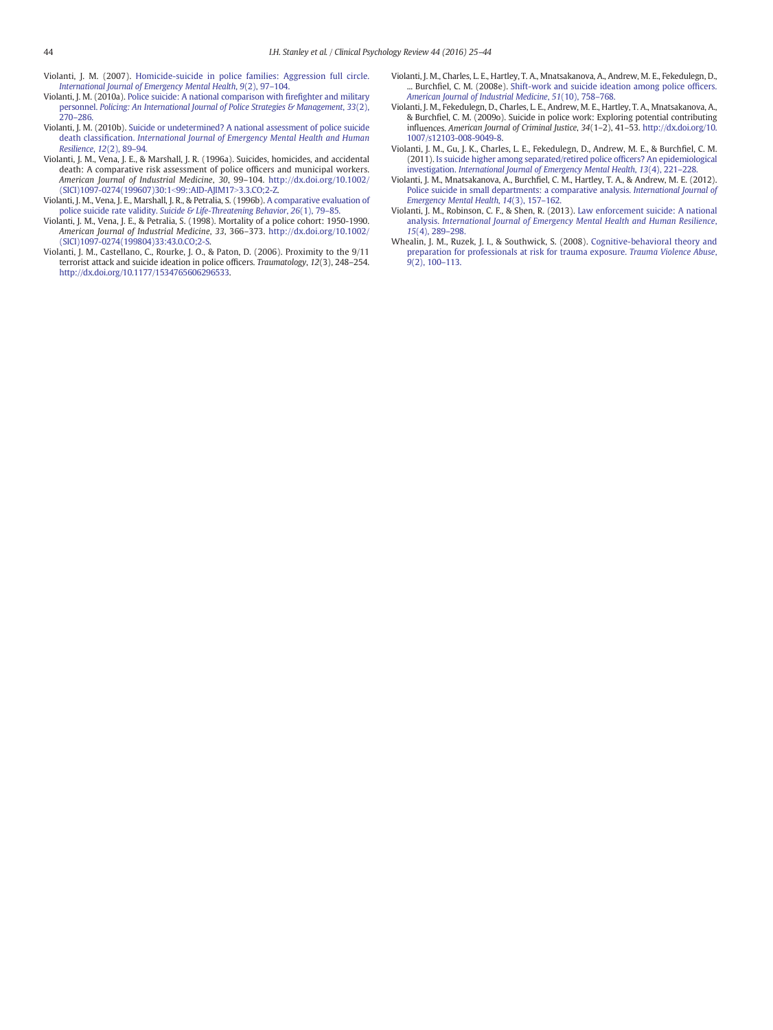Violanti, J. M. (2007). Homicide-suicide in police families: Aggression full circle. *International Journal of Emergency Mental Health*, *9*(2), 97–104.

Violanti, J. M. (2010a). Police suicide: A national comparison with firefighter and military personnel. *Policing: An International Journal of Police Strategies & Management*, *33*(2), 270–286.

Violanti, J. M. (2010b). Suicide or undetermined? A national assessment of police suicide death classification. *International Journal of Emergency Mental Health and Human Resilience*, *12*(2), 89–94.

Violanti, J. M., Vena, J. E., & Marshall, J. R. (1996a). Suicides, homicides, and accidental death: A comparative risk assessment of police officers and municipal workers. *American Journal of Industrial Medicine*, *30*, 99–104. http://dx.doi.org/10.1002/(SICI)1097-0274(199607)30:1<99::AID-AJIM17>3.3.CO;2-Z.

Violanti, J. M., Vena, J. E., Marshall, J. R., & Petralia, S. (1996b). A comparative evaluation of police suicide rate validity. *Suicide & Life-Threatening Behavior*, *26*(1), 79–85.

Violanti, J. M., Vena, J. E., & Petralia, S. (1998). Mortality of a police cohort: 1950-1990. *American Journal of Industrial Medicine*, *33*, 366–373. http://dx.doi.org/10.1002/(SICI)1097-0274(199804)33:43.0.CO;2-S.

Violanti, J. M., Castellano, C., Rourke, J. O., & Paton, D. (2006). Proximity to the 9/11 terrorist attack and suicide ideation in police officers. *Traumatology*, *12*(3), 248–254. http://dx.doi.org/10.1177/1534765606296533.

Violanti, J. M., Charles, L. E., Hartley, T. A., Mnatsakanova, A., Andrew, M. E., Fekedulegn, D., ... Burchfiel, C. M. (2008e). Shift-work and suicide ideation among police officers. *American Journal of Industrial Medicine*, *51*(10), 758–768.

Violanti, J. M., Fekedulegn, D., Charles, L. E., Andrew, M. E., Hartley, T. A., Mnatsakanova, A., & Burchfiel, C. M. (2009o). Suicide in police work: Exploring potential contributing influences. *American Journal of Criminal Justice*, *34*(1–2), 41–53. http://dx.doi.org/10.1007/s12103-008-9049-8.

Violanti, J. M., Gu, J. K., Charles, L. E., Fekedulegn, D., Andrew, M. E., & Burchfiel, C. M. (2011). Is suicide higher among separated/retired police officers? An epidemiological investigation. *International Journal of Emergency Mental Health*, *13*(4), 221–228.

Violanti, J. M., Mnatsakanova, A., Burchfiel, C. M., Hartley, T. A., & Andrew, M. E. (2012). Police suicide in small departments: a comparative analysis. *International Journal of Emergency Mental Health*, *14*(3), 157–162.

Violanti, J. M., Robinson, C. F., & Shen, R. (2013). Law enforcement suicide: A national analysis. *International Journal of Emergency Mental Health and Human Resilience*, *15*(4), 289–298.

Whealin, J. M., Ruzek, J. I., & Southwick, S. (2008). Cognitive-behavioral theory and preparation for professionals at risk for trauma exposure. *Trauma Violence Abuse*, *9*(2), 100–113.